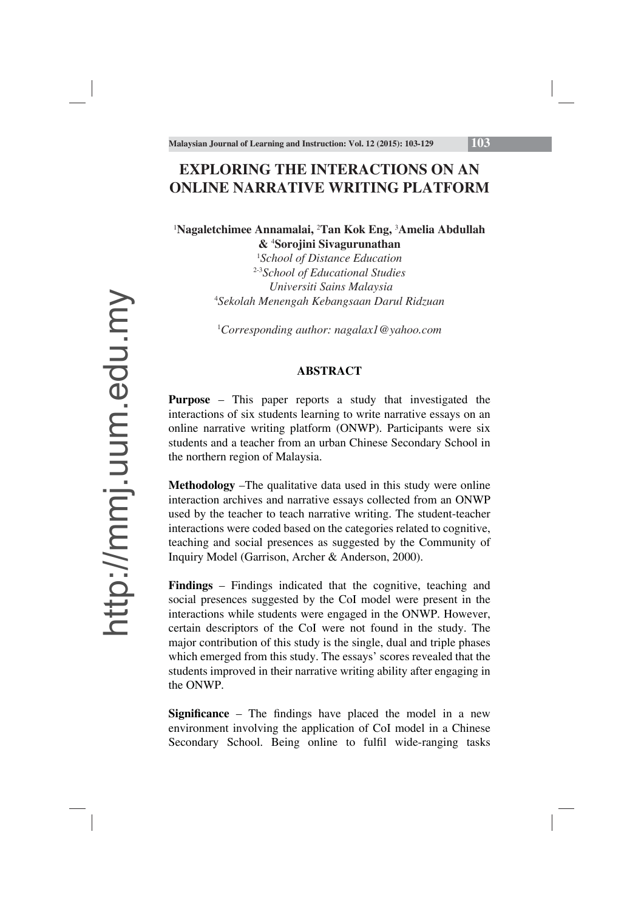# EXPLORING THE INTERACTIONS ON AN ONLINE NARRATIVE WRITING PLATFORM

[1]**Nagaletchimee Annamalai,** [2]**Tan Kok Eng,** [3]**Amelia Abdullah & [4]Sorojini Sivagurunathan**

[1]*School of Distance Education*
[2-3]*School of Educational Studies*
*Universiti Sains Malaysia*
[4]*Sekolah Menengah Kebangsaan Darul Ridzuan*

[1]*Corresponding author: nagalax1@yahoo.com*

## ABSTRACT

**Purpose** – This paper reports a study that investigated the interactions of six students learning to write narrative essays on an online narrative writing platform (ONWP). Participants were six students and a teacher from an urban Chinese Secondary School in the northern region of Malaysia.

**Methodology** –The qualitative data used in this study were online interaction archives and narrative essays collected from an ONWP used by the teacher to teach narrative writing. The student-teacher interactions were coded based on the categories related to cognitive, teaching and social presences as suggested by the Community of Inquiry Model (Garrison, Archer & Anderson, 2000).

**Findings** – Findings indicated that the cognitive, teaching and social presences suggested by the CoI model were present in the interactions while students were engaged in the ONWP. However, certain descriptors of the CoI were not found in the study. The major contribution of this study is the single, dual and triple phases which emerged from this study. The essays' scores revealed that the students improved in their narrative writing ability after engaging in the ONWP.

**Significance** – The findings have placed the model in a new environment involving the application of CoI model in a Chinese Secondary School. Being online to fulfil wide-ranging tasks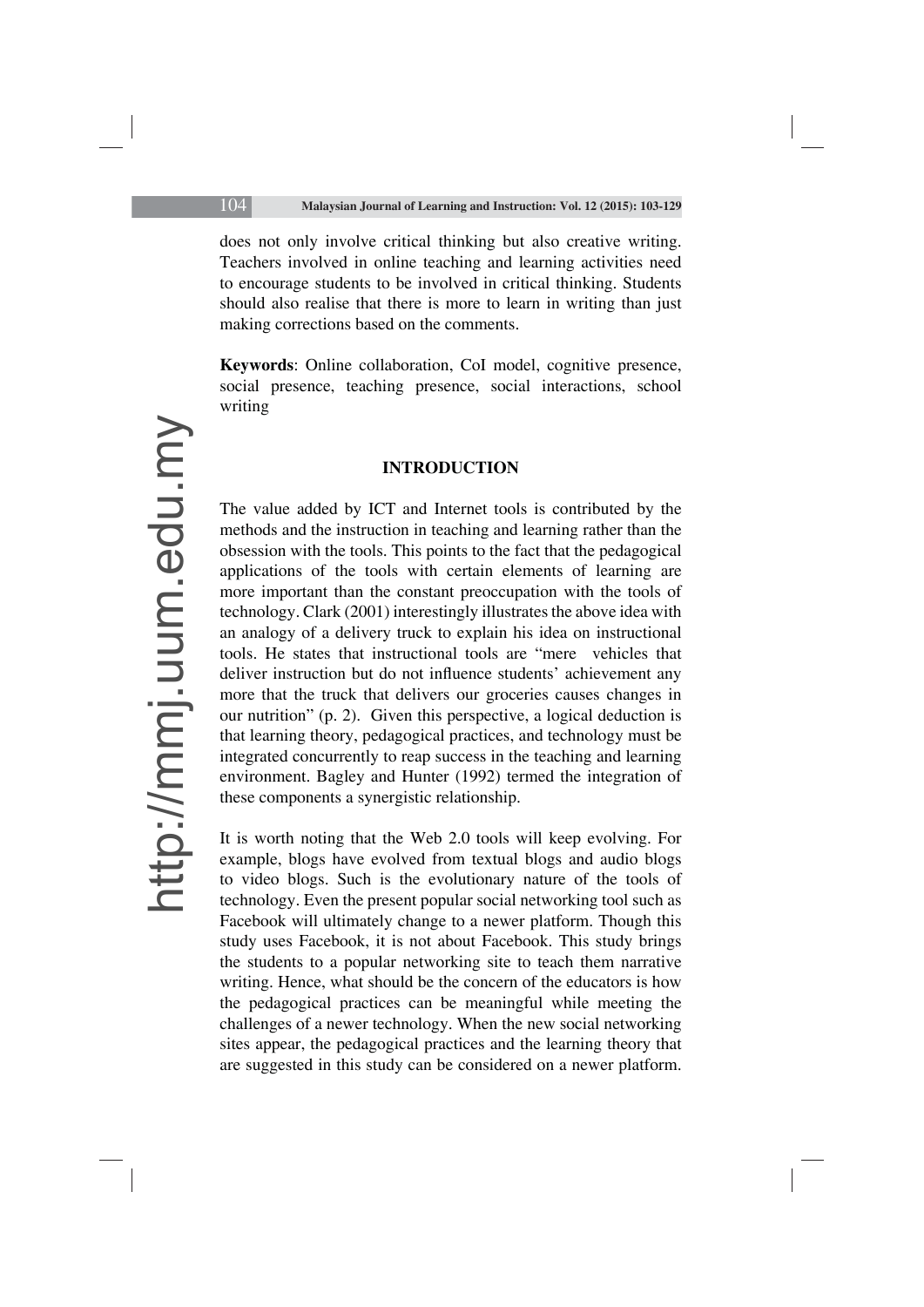does not only involve critical thinking but also creative writing. Teachers involved in online teaching and learning activities need to encourage students to be involved in critical thinking. Students should also realise that there is more to learn in writing than just making corrections based on the comments.

**Keywords**: Online collaboration, CoI model, cognitive presence, social presence, teaching presence, social interactions, school writing

## INTRODUCTION

The value added by ICT and Internet tools is contributed by the methods and the instruction in teaching and learning rather than the obsession with the tools. This points to the fact that the pedagogical applications of the tools with certain elements of learning are more important than the constant preoccupation with the tools of technology. Clark (2001) interestingly illustrates the above idea with an analogy of a delivery truck to explain his idea on instructional tools. He states that instructional tools are "mere vehicles that deliver instruction but do not influence students' achievement any more that the truck that delivers our groceries causes changes in our nutrition" (p. 2). Given this perspective, a logical deduction is that learning theory, pedagogical practices, and technology must be integrated concurrently to reap success in the teaching and learning environment. Bagley and Hunter (1992) termed the integration of these components a synergistic relationship.

It is worth noting that the Web 2.0 tools will keep evolving. For example, blogs have evolved from textual blogs and audio blogs to video blogs. Such is the evolutionary nature of the tools of technology. Even the present popular social networking tool such as Facebook will ultimately change to a newer platform. Though this study uses Facebook, it is not about Facebook. This study brings the students to a popular networking site to teach them narrative writing. Hence, what should be the concern of the educators is how the pedagogical practices can be meaningful while meeting the challenges of a newer technology. When the new social networking sites appear, the pedagogical practices and the learning theory that are suggested in this study can be considered on a newer platform.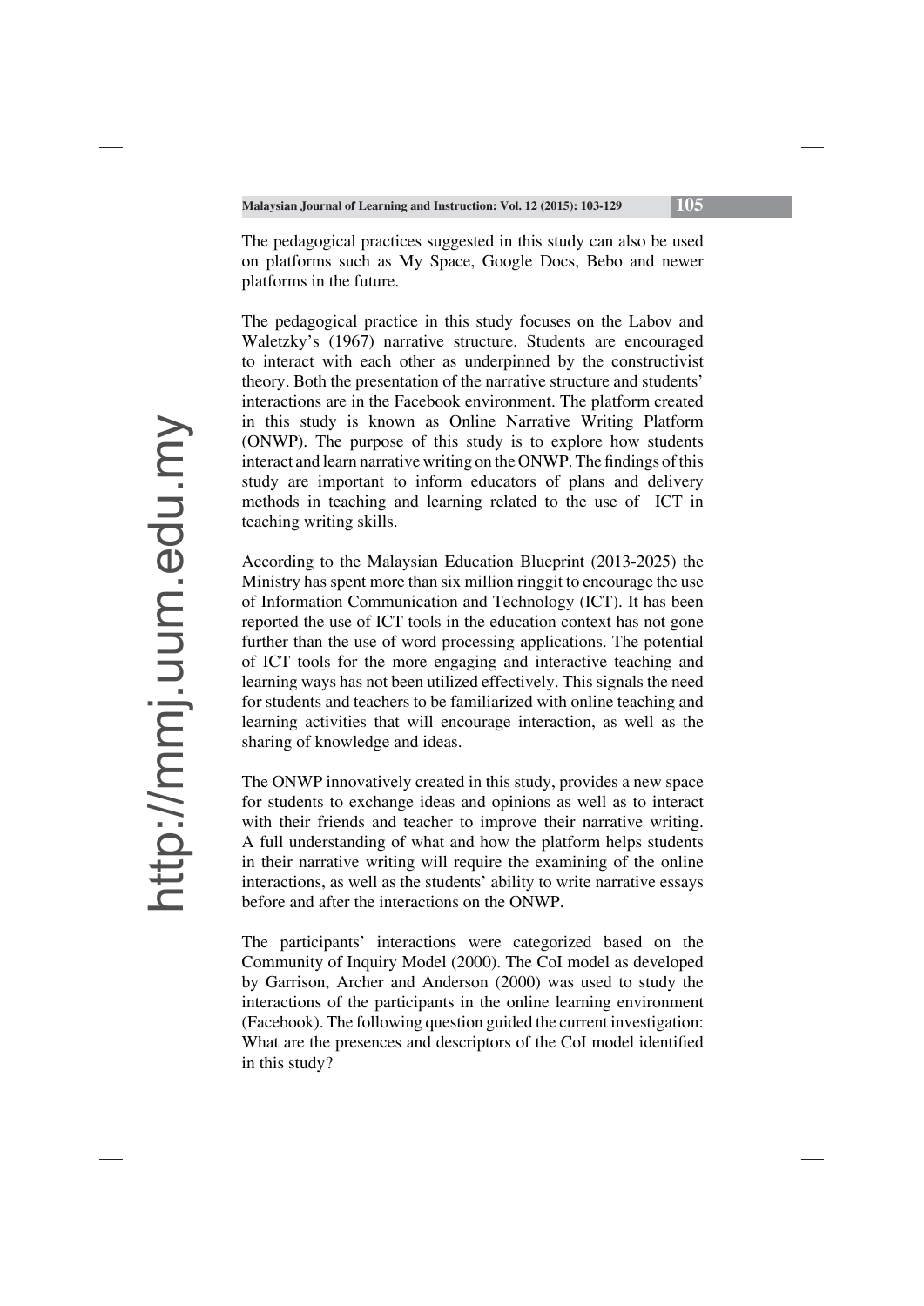The pedagogical practices suggested in this study can also be used on platforms such as My Space, Google Docs, Bebo and newer platforms in the future.

The pedagogical practice in this study focuses on the Labov and Waletzky's (1967) narrative structure. Students are encouraged to interact with each other as underpinned by the constructivist theory. Both the presentation of the narrative structure and students' interactions are in the Facebook environment. The platform created in this study is known as Online Narrative Writing Platform (ONWP). The purpose of this study is to explore how students interact and learn narrative writing on the ONWP. The findings of this study are important to inform educators of plans and delivery methods in teaching and learning related to the use of ICT in teaching writing skills.

According to the Malaysian Education Blueprint (2013-2025) the Ministry has spent more than six million ringgit to encourage the use of Information Communication and Technology (ICT). It has been reported the use of ICT tools in the education context has not gone further than the use of word processing applications. The potential of ICT tools for the more engaging and interactive teaching and learning ways has not been utilized effectively. This signals the need for students and teachers to be familiarized with online teaching and learning activities that will encourage interaction, as well as the sharing of knowledge and ideas.

The ONWP innovatively created in this study, provides a new space for students to exchange ideas and opinions as well as to interact with their friends and teacher to improve their narrative writing. A full understanding of what and how the platform helps students in their narrative writing will require the examining of the online interactions, as well as the students' ability to write narrative essays before and after the interactions on the ONWP.

The participants' interactions were categorized based on the Community of Inquiry Model (2000). The CoI model as developed by Garrison, Archer and Anderson (2000) was used to study the interactions of the participants in the online learning environment (Facebook). The following question guided the current investigation: What are the presences and descriptors of the CoI model identified in this study?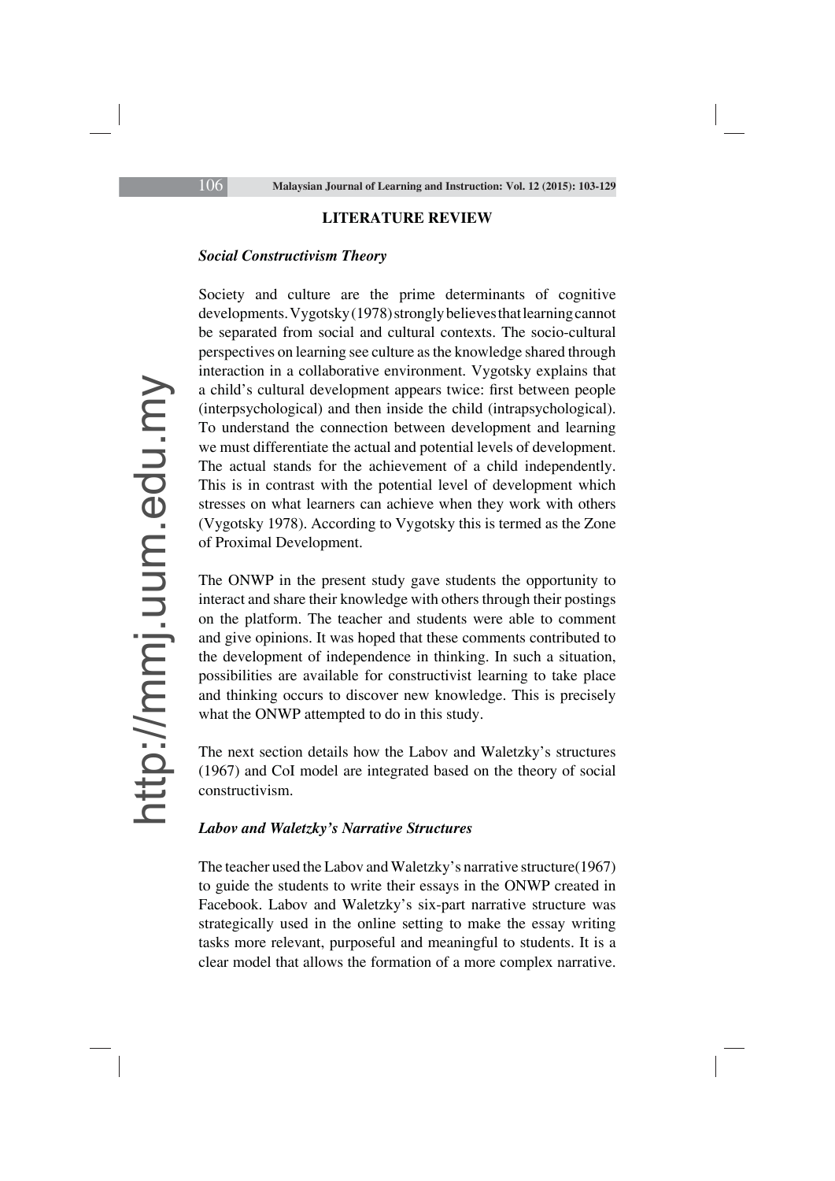## LITERATURE REVIEW

### *Social Constructivism Theory*

Society and culture are the prime determinants of cognitive developments. Vygotsky (1978) strongly believes that learning cannot be separated from social and cultural contexts. The socio-cultural perspectives on learning see culture as the knowledge shared through interaction in a collaborative environment. Vygotsky explains that a child's cultural development appears twice: first between people (interpsychological) and then inside the child (intrapsychological). To understand the connection between development and learning we must differentiate the actual and potential levels of development. The actual stands for the achievement of a child independently. This is in contrast with the potential level of development which stresses on what learners can achieve when they work with others (Vygotsky 1978). According to Vygotsky this is termed as the Zone of Proximal Development.

The ONWP in the present study gave students the opportunity to interact and share their knowledge with others through their postings on the platform. The teacher and students were able to comment and give opinions. It was hoped that these comments contributed to the development of independence in thinking. In such a situation, possibilities are available for constructivist learning to take place and thinking occurs to discover new knowledge. This is precisely what the ONWP attempted to do in this study.

The next section details how the Labov and Waletzky's structures (1967) and CoI model are integrated based on the theory of social constructivism.

### *Labov and Waletzky's Narrative Structures*

The teacher used the Labov and Waletzky's narrative structure(1967) to guide the students to write their essays in the ONWP created in Facebook. Labov and Waletzky's six-part narrative structure was strategically used in the online setting to make the essay writing tasks more relevant, purposeful and meaningful to students. It is a clear model that allows the formation of a more complex narrative.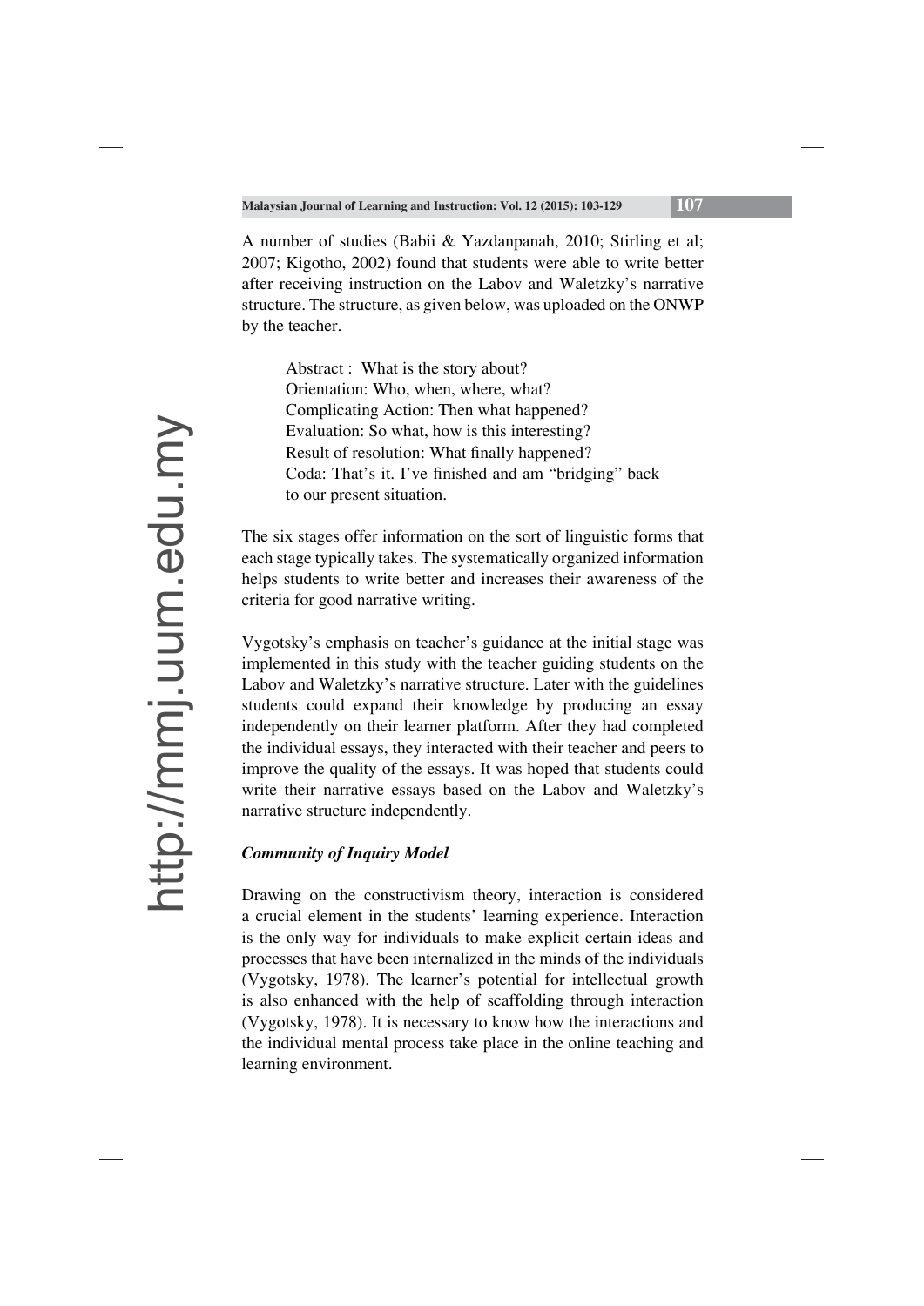A number of studies (Babii & Yazdanpanah, 2010; Stirling et al; 2007; Kigotho, 2002) found that students were able to write better after receiving instruction on the Labov and Waletzky's narrative structure. The structure, as given below, was uploaded on the ONWP by the teacher.

> Abstract : What is the story about?
> Orientation: Who, when, where, what?
> Complicating Action: Then what happened?
> Evaluation: So what, how is this interesting?
> Result of resolution: What finally happened?
> Coda: That's it. I've finished and am "bridging" back to our present situation.

The six stages offer information on the sort of linguistic forms that each stage typically takes. The systematically organized information helps students to write better and increases their awareness of the criteria for good narrative writing.

Vygotsky's emphasis on teacher's guidance at the initial stage was implemented in this study with the teacher guiding students on the Labov and Waletzky's narrative structure. Later with the guidelines students could expand their knowledge by producing an essay independently on their learner platform. After they had completed the individual essays, they interacted with their teacher and peers to improve the quality of the essays. It was hoped that students could write their narrative essays based on the Labov and Waletzky's narrative structure independently.

***Community of Inquiry Model***

Drawing on the constructivism theory, interaction is considered a crucial element in the students' learning experience. Interaction is the only way for individuals to make explicit certain ideas and processes that have been internalized in the minds of the individuals (Vygotsky, 1978). The learner's potential for intellectual growth is also enhanced with the help of scaffolding through interaction (Vygotsky, 1978). It is necessary to know how the interactions and the individual mental process take place in the online teaching and learning environment.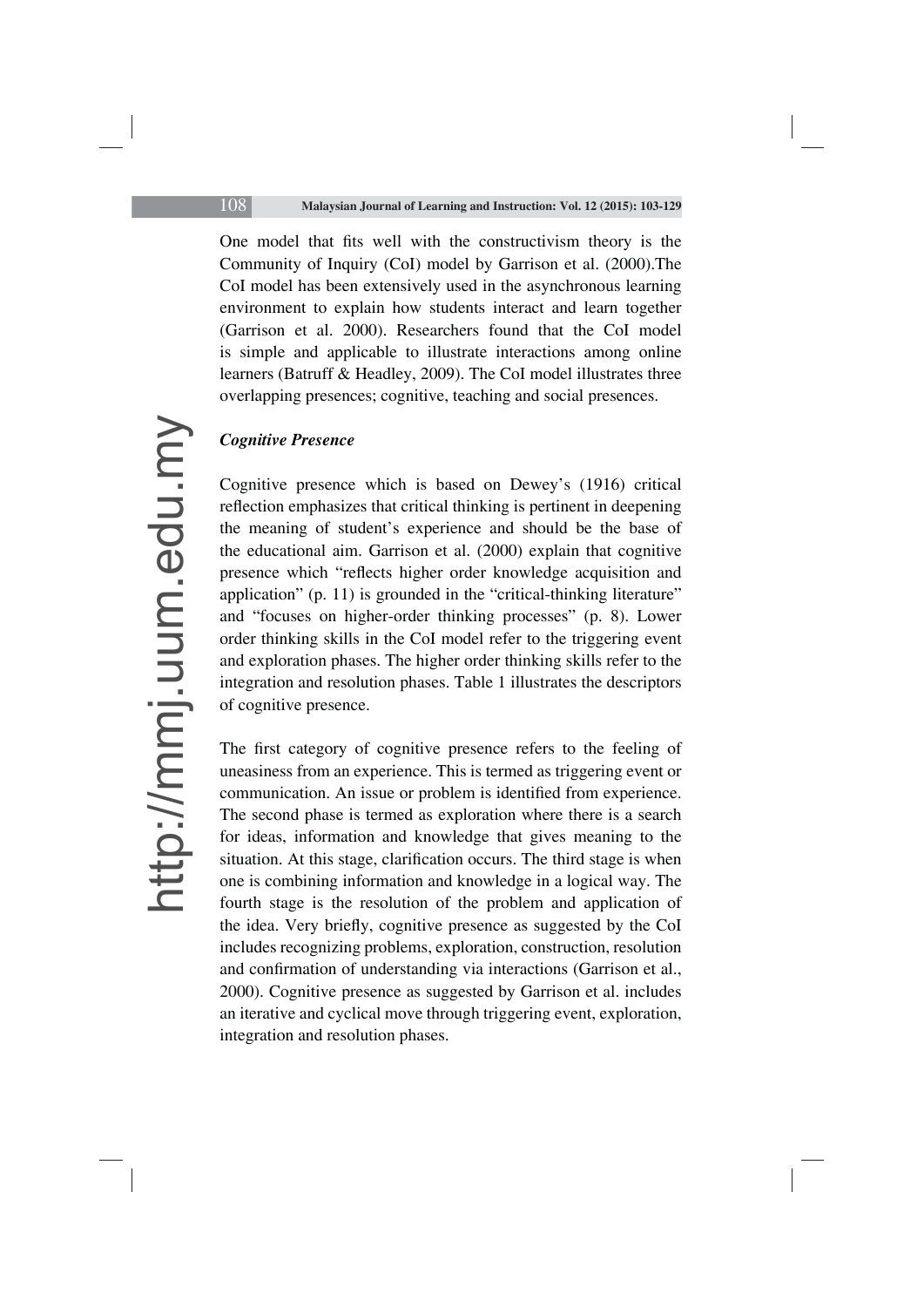One model that fits well with the constructivism theory is the Community of Inquiry (CoI) model by Garrison et al. (2000).The CoI model has been extensively used in the asynchronous learning environment to explain how students interact and learn together (Garrison et al. 2000). Researchers found that the CoI model is simple and applicable to illustrate interactions among online learners (Batruff & Headley, 2009). The CoI model illustrates three overlapping presences; cognitive, teaching and social presences.

### *Cognitive Presence*

Cognitive presence which is based on Dewey's (1916) critical reflection emphasizes that critical thinking is pertinent in deepening the meaning of student's experience and should be the base of the educational aim. Garrison et al. (2000) explain that cognitive presence which "reflects higher order knowledge acquisition and application" (p. 11) is grounded in the "critical-thinking literature" and "focuses on higher-order thinking processes" (p. 8). Lower order thinking skills in the CoI model refer to the triggering event and exploration phases. The higher order thinking skills refer to the integration and resolution phases. Table 1 illustrates the descriptors of cognitive presence.

The first category of cognitive presence refers to the feeling of uneasiness from an experience. This is termed as triggering event or communication. An issue or problem is identified from experience. The second phase is termed as exploration where there is a search for ideas, information and knowledge that gives meaning to the situation. At this stage, clarification occurs. The third stage is when one is combining information and knowledge in a logical way. The fourth stage is the resolution of the problem and application of the idea. Very briefly, cognitive presence as suggested by the CoI includes recognizing problems, exploration, construction, resolution and confirmation of understanding via interactions (Garrison et al., 2000). Cognitive presence as suggested by Garrison et al. includes an iterative and cyclical move through triggering event, exploration, integration and resolution phases.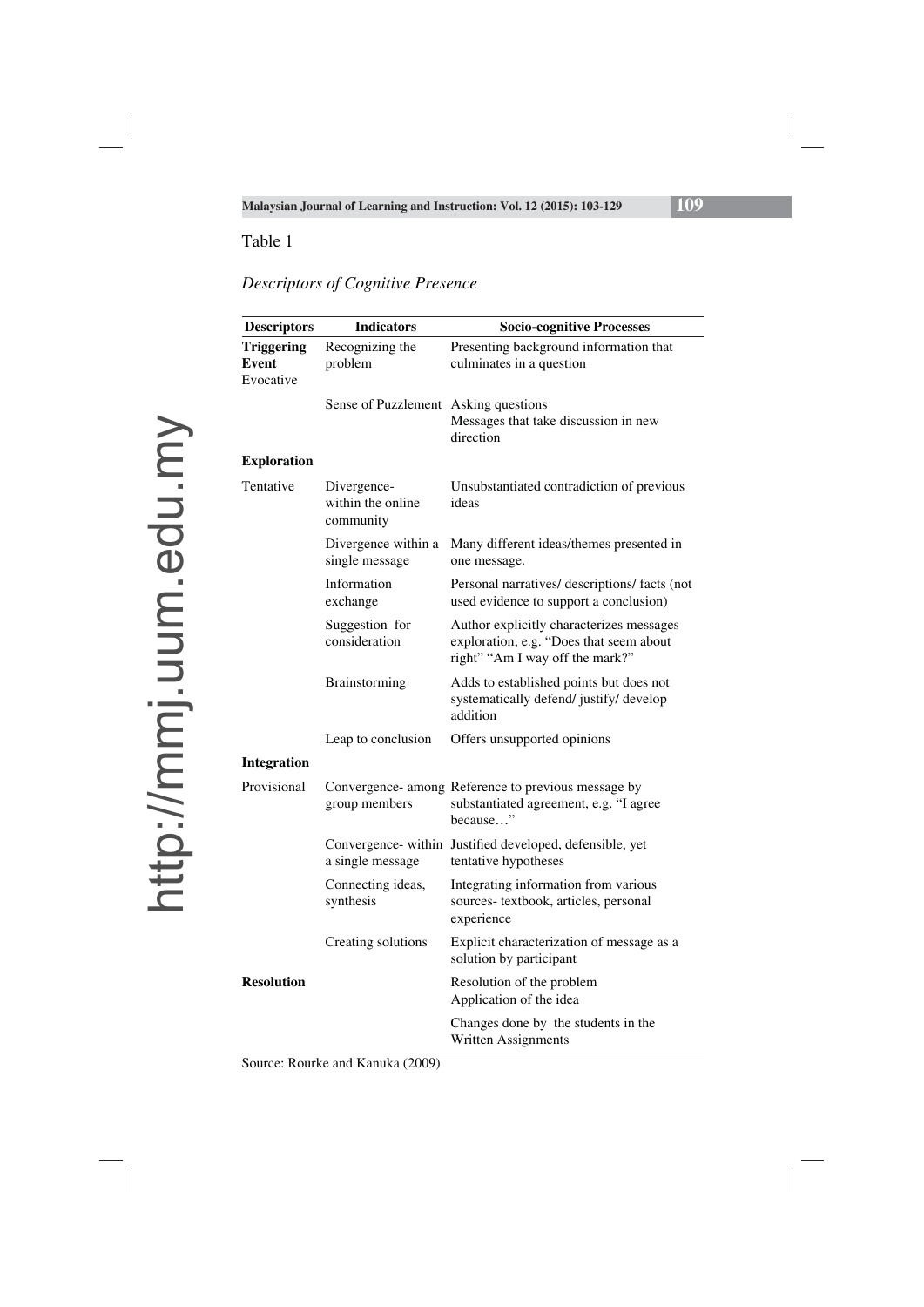Table 1

*Descriptors of Cognitive Presence*

| Descriptors | Indicators | Socio-cognitive Processes |
|---|---|---|
| **Triggering Event** Evocative | Recognizing the problem | Presenting background information that culminates in a question |
| | Sense of Puzzlement | Asking questions Messages that take discussion in new direction |
| **Exploration** | | |
| Tentative | Divergence- within the online community | Unsubstantiated contradiction of previous ideas |
| | Divergence within a single message | Many different ideas/themes presented in one message. |
| | Information exchange | Personal narratives/ descriptions/ facts (not used evidence to support a conclusion) |
| | Suggestion for consideration | Author explicitly characterizes messages exploration, e.g. "Does that seem about right" "Am I way off the mark?" |
| | Brainstorming | Adds to established points but does not systematically defend/ justify/ develop addition |
| | Leap to conclusion | Offers unsupported opinions |
| **Integration** | | |
| Provisional | Convergence- among group members | Reference to previous message by substantiated agreement, e.g. "I agree because…" |
| | Convergence- within a single message | Justified developed, defensible, yet tentative hypotheses |
| | Connecting ideas, synthesis | Integrating information from various sources- textbook, articles, personal experience |
| | Creating solutions | Explicit characterization of message as a solution by participant |
| **Resolution** | | Resolution of the problem Application of the idea |
| | | Changes done by the students in the Written Assignments |

Source: Rourke and Kanuka (2009)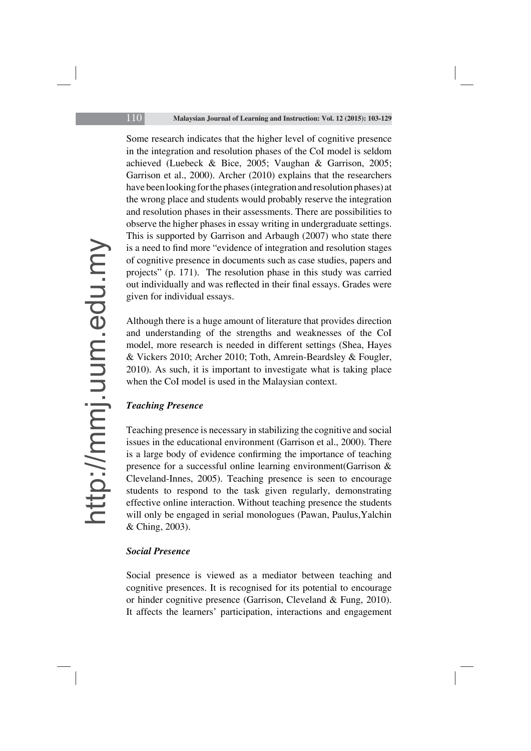Some research indicates that the higher level of cognitive presence in the integration and resolution phases of the CoI model is seldom achieved (Luebeck & Bice, 2005; Vaughan & Garrison, 2005; Garrison et al., 2000). Archer (2010) explains that the researchers have been looking for the phases (integration and resolution phases) at the wrong place and students would probably reserve the integration and resolution phases in their assessments. There are possibilities to observe the higher phases in essay writing in undergraduate settings. This is supported by Garrison and Arbaugh (2007) who state there is a need to find more "evidence of integration and resolution stages of cognitive presence in documents such as case studies, papers and projects" (p. 171). The resolution phase in this study was carried out individually and was reflected in their final essays. Grades were given for individual essays.

Although there is a huge amount of literature that provides direction and understanding of the strengths and weaknesses of the CoI model, more research is needed in different settings (Shea, Hayes & Vickers 2010; Archer 2010; Toth, Amrein-Beardsley & Fougler, 2010). As such, it is important to investigate what is taking place when the CoI model is used in the Malaysian context.

### *Teaching Presence*

Teaching presence is necessary in stabilizing the cognitive and social issues in the educational environment (Garrison et al., 2000). There is a large body of evidence confirming the importance of teaching presence for a successful online learning environment(Garrison & Cleveland-Innes, 2005). Teaching presence is seen to encourage students to respond to the task given regularly, demonstrating effective online interaction. Without teaching presence the students will only be engaged in serial monologues (Pawan, Paulus,Yalchin & Ching, 2003).

### *Social Presence*

Social presence is viewed as a mediator between teaching and cognitive presences. It is recognised for its potential to encourage or hinder cognitive presence (Garrison, Cleveland & Fung, 2010). It affects the learners' participation, interactions and engagement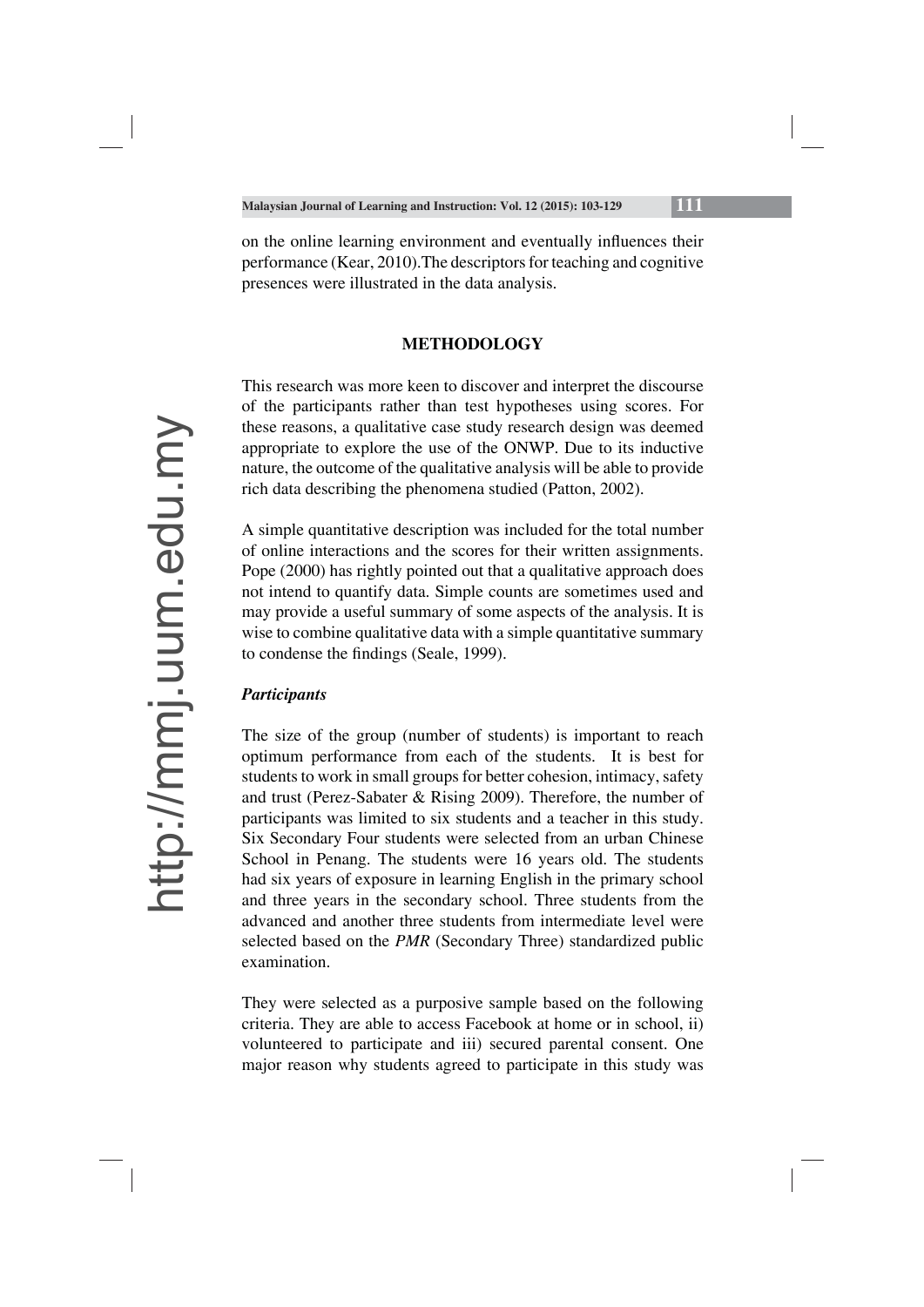on the online learning environment and eventually influences their performance (Kear, 2010).The descriptors for teaching and cognitive presences were illustrated in the data analysis.

## METHODOLOGY

This research was more keen to discover and interpret the discourse of the participants rather than test hypotheses using scores. For these reasons, a qualitative case study research design was deemed appropriate to explore the use of the ONWP. Due to its inductive nature, the outcome of the qualitative analysis will be able to provide rich data describing the phenomena studied (Patton, 2002).

A simple quantitative description was included for the total number of online interactions and the scores for their written assignments. Pope (2000) has rightly pointed out that a qualitative approach does not intend to quantify data. Simple counts are sometimes used and may provide a useful summary of some aspects of the analysis. It is wise to combine qualitative data with a simple quantitative summary to condense the findings (Seale, 1999).

### *Participants*

The size of the group (number of students) is important to reach optimum performance from each of the students. It is best for students to work in small groups for better cohesion, intimacy, safety and trust (Perez-Sabater & Rising 2009). Therefore, the number of participants was limited to six students and a teacher in this study. Six Secondary Four students were selected from an urban Chinese School in Penang. The students were 16 years old. The students had six years of exposure in learning English in the primary school and three years in the secondary school. Three students from the advanced and another three students from intermediate level were selected based on the *PMR* (Secondary Three) standardized public examination.

They were selected as a purposive sample based on the following criteria. They are able to access Facebook at home or in school, ii) volunteered to participate and iii) secured parental consent. One major reason why students agreed to participate in this study was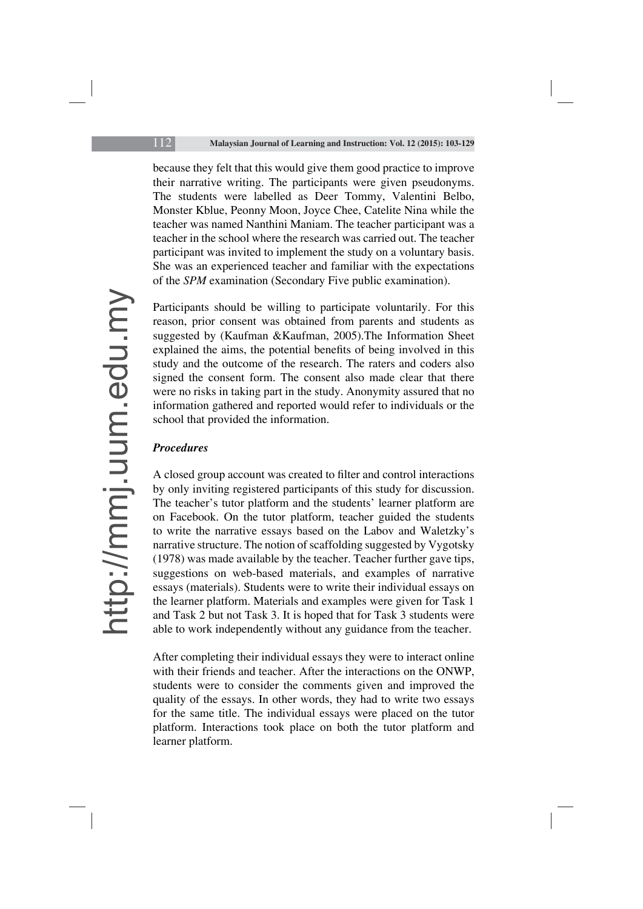because they felt that this would give them good practice to improve their narrative writing. The participants were given pseudonyms. The students were labelled as Deer Tommy, Valentini Belbo, Monster Kblue, Peonny Moon, Joyce Chee, Catelite Nina while the teacher was named Nanthini Maniam. The teacher participant was a teacher in the school where the research was carried out. The teacher participant was invited to implement the study on a voluntary basis. She was an experienced teacher and familiar with the expectations of the *SPM* examination (Secondary Five public examination).

Participants should be willing to participate voluntarily. For this reason, prior consent was obtained from parents and students as suggested by (Kaufman &Kaufman, 2005).The Information Sheet explained the aims, the potential benefits of being involved in this study and the outcome of the research. The raters and coders also signed the consent form. The consent also made clear that there were no risks in taking part in the study. Anonymity assured that no information gathered and reported would refer to individuals or the school that provided the information.

***Procedures***

A closed group account was created to filter and control interactions by only inviting registered participants of this study for discussion. The teacher's tutor platform and the students' learner platform are on Facebook. On the tutor platform, teacher guided the students to write the narrative essays based on the Labov and Waletzky's narrative structure. The notion of scaffolding suggested by Vygotsky (1978) was made available by the teacher. Teacher further gave tips, suggestions on web-based materials, and examples of narrative essays (materials). Students were to write their individual essays on the learner platform. Materials and examples were given for Task 1 and Task 2 but not Task 3. It is hoped that for Task 3 students were able to work independently without any guidance from the teacher.

After completing their individual essays they were to interact online with their friends and teacher. After the interactions on the ONWP, students were to consider the comments given and improved the quality of the essays. In other words, they had to write two essays for the same title. The individual essays were placed on the tutor platform. Interactions took place on both the tutor platform and learner platform.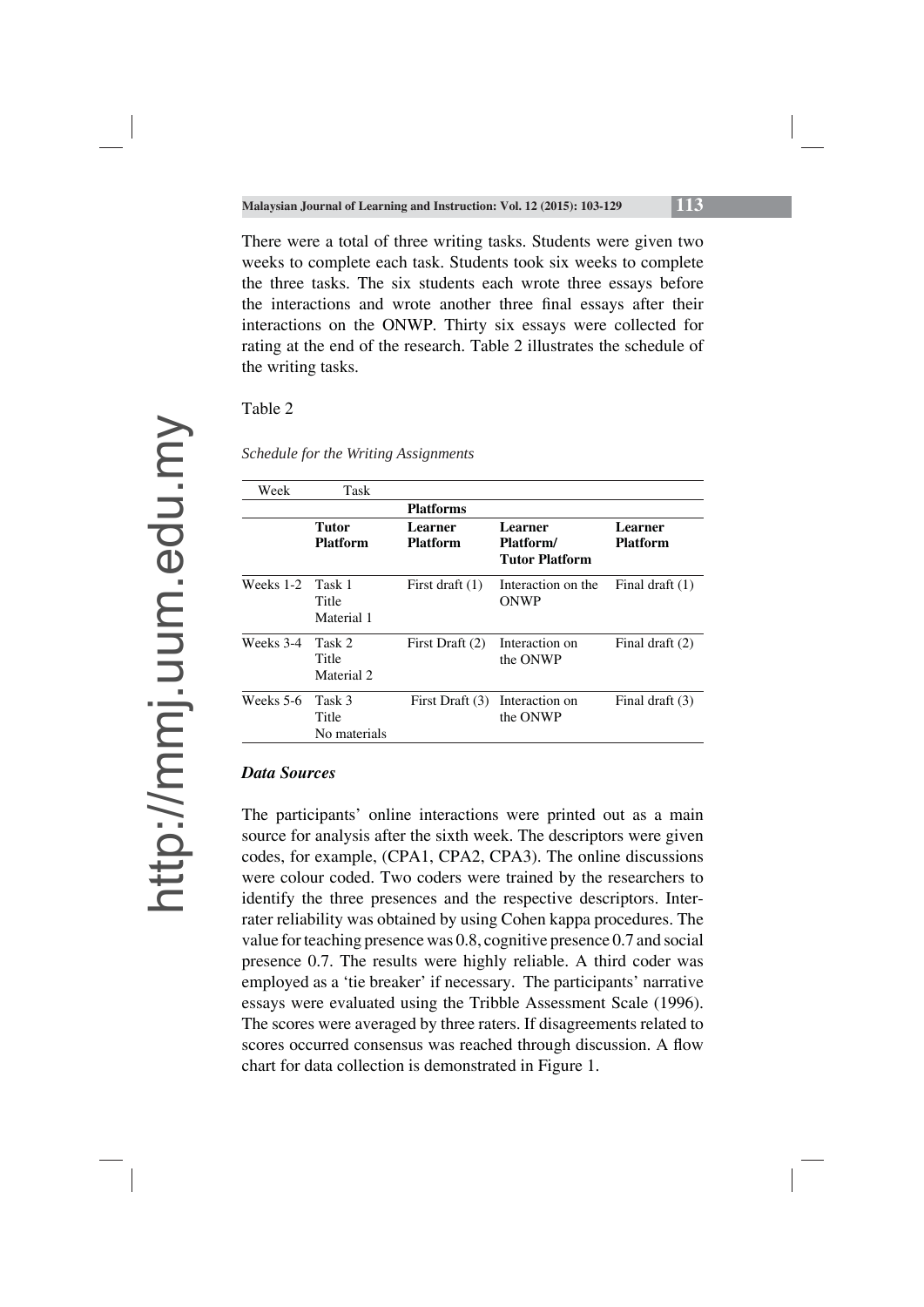There were a total of three writing tasks. Students were given two weeks to complete each task. Students took six weeks to complete the three tasks. The six students each wrote three essays before the interactions and wrote another three final essays after their interactions on the ONWP. Thirty six essays were collected for rating at the end of the research. Table 2 illustrates the schedule of the writing tasks.

Table 2

*Schedule for the Writing Assignments*

| Week | Task | | | |
|---|---|---|---|---|
| | | **Platforms** | | |
| | **Tutor Platform** | **Learner Platform** | **Learner Platform/ Tutor Platform** | **Learner Platform** |
| Weeks 1-2 | Task 1 Title Material 1 | First draft (1) | Interaction on the ONWP | Final draft (1) |
| Weeks 3-4 | Task 2 Title Material 2 | First Draft (2) | Interaction on the ONWP | Final draft (2) |
| Weeks 5-6 | Task 3 Title No materials | First Draft (3) | Interaction on the ONWP | Final draft (3) |

### *Data Sources*

The participants' online interactions were printed out as a main source for analysis after the sixth week. The descriptors were given codes, for example, (CPA1, CPA2, CPA3). The online discussions were colour coded. Two coders were trained by the researchers to identify the three presences and the respective descriptors. Inter-rater reliability was obtained by using Cohen kappa procedures. The value for teaching presence was 0.8, cognitive presence 0.7 and social presence 0.7. The results were highly reliable. A third coder was employed as a 'tie breaker' if necessary. The participants' narrative essays were evaluated using the Tribble Assessment Scale (1996). The scores were averaged by three raters. If disagreements related to scores occurred consensus was reached through discussion. A flow chart for data collection is demonstrated in Figure 1.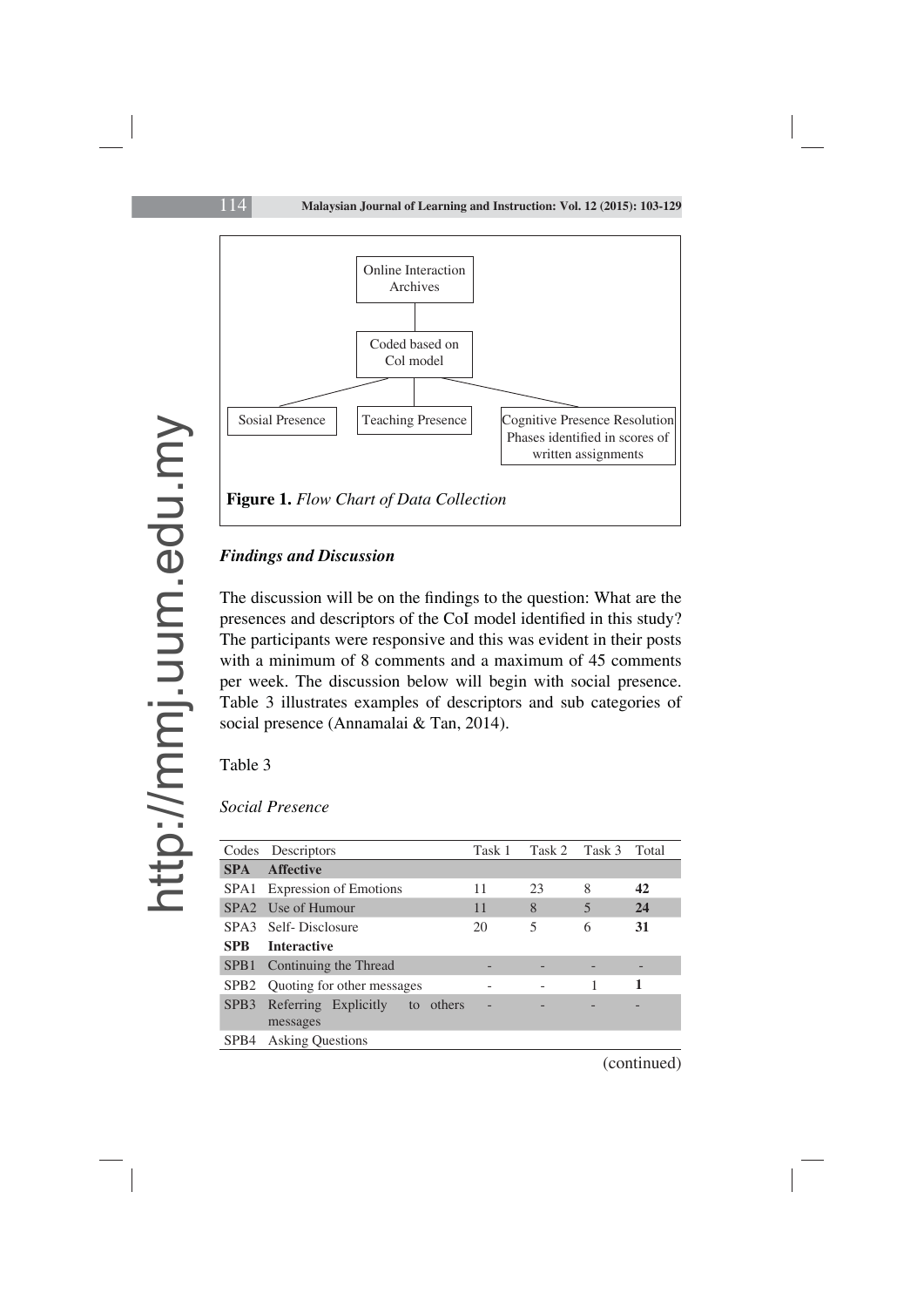Online Interaction Archives

Coded based on CoI model

Sosial Presence | Teaching Presence | Cognitive Presence Resolution Phases identified in scores of written assignments

**Figure 1.** *Flow Chart of Data Collection*

### *Findings and Discussion*

The discussion will be on the findings to the question: What are the presences and descriptors of the CoI model identified in this study? The participants were responsive and this was evident in their posts with a minimum of 8 comments and a maximum of 45 comments per week. The discussion below will begin with social presence. Table 3 illustrates examples of descriptors and sub categories of social presence (Annamalai & Tan, 2014).

Table 3

*Social Presence*

| Codes | Descriptors | Task 1 | Task 2 | Task 3 | Total |
|---|---|---|---|---|---|
| **SPA** | **Affective** | | | | |
| SPA1 | Expression of Emotions | 11 | 23 | 8 | **42** |
| SPA2 | Use of Humour | 11 | 8 | 5 | **24** |
| SPA3 | Self- Disclosure | 20 | 5 | 6 | **31** |
| **SPB** | **Interactive** | | | | |
| SPB1 | Continuing the Thread | - | - | - | - |
| SPB2 | Quoting for other messages | - | - | 1 | **1** |
| SPB3 | Referring Explicitly to others messages | - | - | - | - |
| SPB4 | Asking Questions | | | | |

(continued)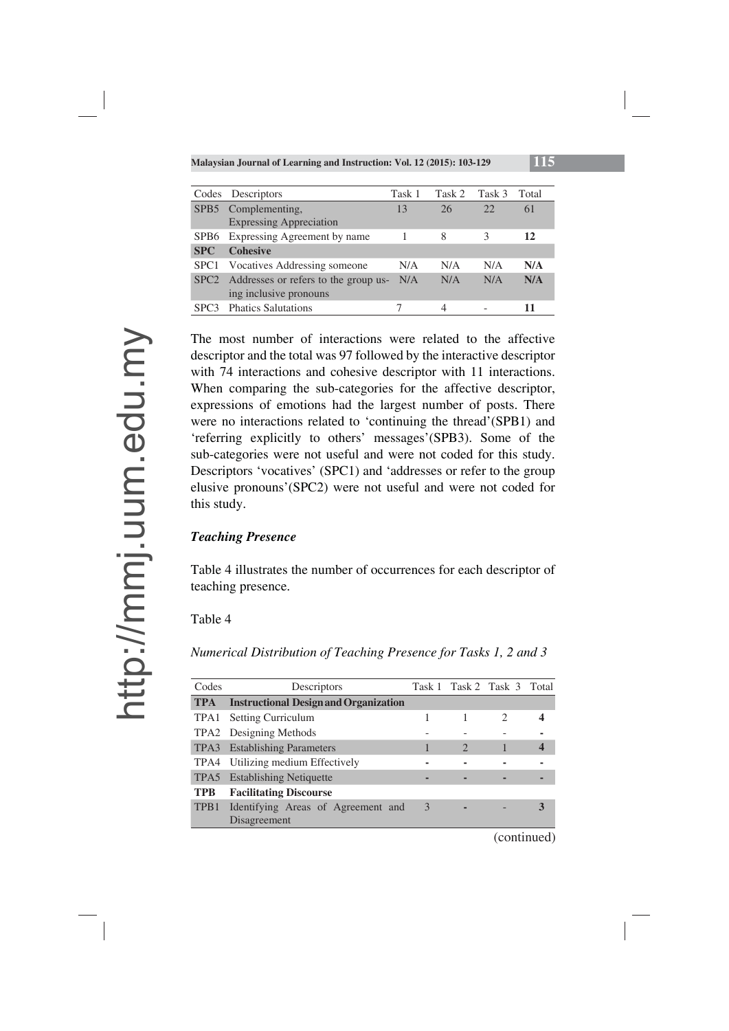| Codes | Descriptors | Task 1 | Task 2 | Task 3 | Total |
|---|---|---|---|---|---|
| SPB5 | Complementing, Expressing Appreciation | 13 | 26 | 22 | 61 |
| SPB6 | Expressing Agreement by name | 1 | 8 | 3 | **12** |
| **SPC** | **Cohesive** | | | | |
| SPC1 | Vocatives Addressing someone | N/A | N/A | N/A | **N/A** |
| SPC2 | Addresses or refers to the group using inclusive pronouns | N/A | N/A | N/A | **N/A** |
| SPC3 | Phatics Salutations | 7 | 4 | - | **11** |

The most number of interactions were related to the affective descriptor and the total was 97 followed by the interactive descriptor with 74 interactions and cohesive descriptor with 11 interactions. When comparing the sub-categories for the affective descriptor, expressions of emotions had the largest number of posts. There were no interactions related to 'continuing the thread'(SPB1) and 'referring explicitly to others' messages'(SPB3). Some of the sub-categories were not useful and were not coded for this study. Descriptors 'vocatives' (SPC1) and 'addresses or refer to the group elusive pronouns'(SPC2) were not useful and were not coded for this study.

***Teaching Presence***

Table 4 illustrates the number of occurrences for each descriptor of teaching presence.

Table 4

*Numerical Distribution of Teaching Presence for Tasks 1, 2 and 3*

| Codes | Descriptors | Task 1 | Task 2 | Task 3 | Total |
|---|---|---|---|---|---|
| **TPA** | **Instructional Design and Organization** | | | | |
| TPA1 | Setting Curriculum | 1 | 1 | 2 | **4** |
| TPA2 | Designing Methods | - | - | - | **-** |
| TPA3 | Establishing Parameters | 1 | 2 | 1 | **4** |
| TPA4 | Utilizing medium Effectively | **-** | **-** | **-** | **-** |
| TPA5 | Establishing Netiquette | **-** | **-** | **-** | **-** |
| **TPB** | **Facilitating Discourse** | | | | |
| TPB1 | Identifying Areas of Agreement and Disagreement | 3 | **-** | - | **3** |

(continued)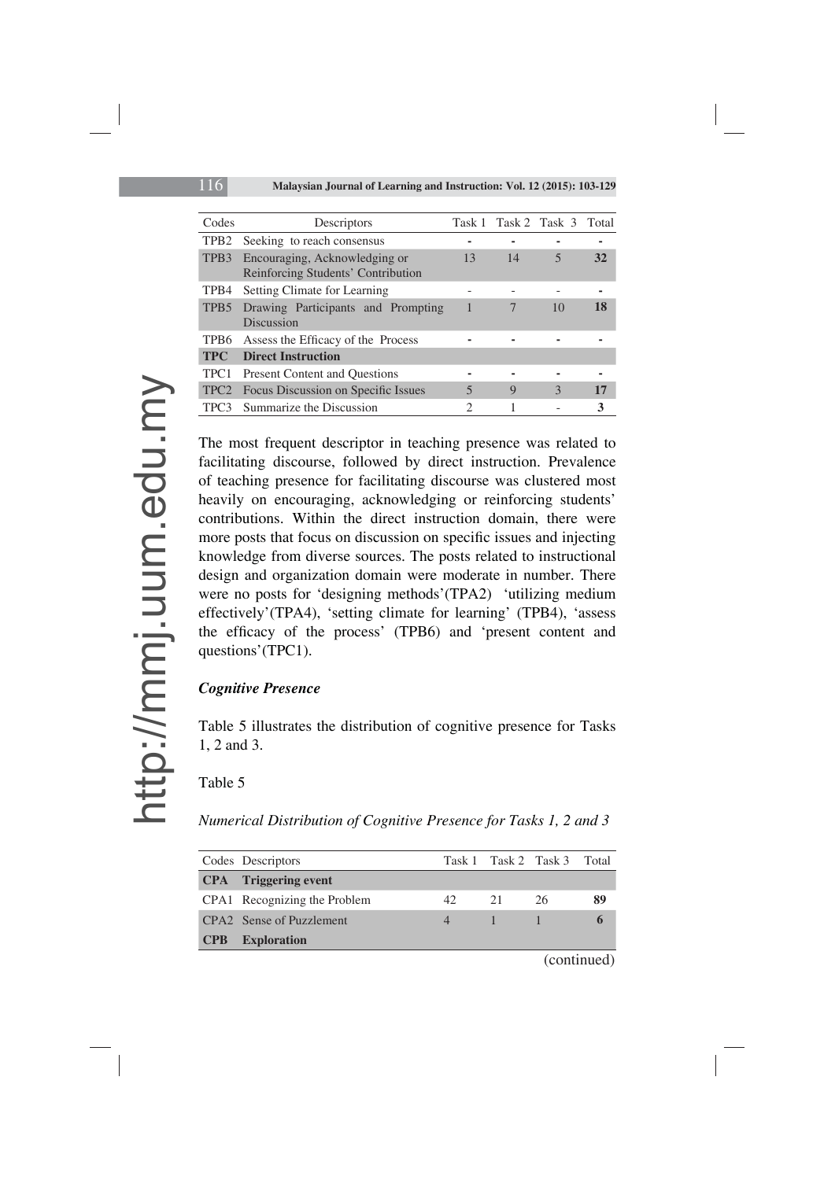| Codes | Descriptors | Task 1 | Task 2 | Task 3 | Total |
|---|---|---|---|---|---|
| TPB2 | Seeking to reach consensus | - | - | - | - |
| TPB3 | Encouraging, Acknowledging or Reinforcing Students' Contribution | 13 | 14 | 5 | **32** |
| TPB4 | Setting Climate for Learning | - | - | - | - |
| TPB5 | Drawing Participants and Prompting Discussion | 1 | 7 | 10 | **18** |
| TPB6 | Assess the Efficacy of the Process | - | - | - | - |
| **TPC** | **Direct Instruction** | | | | |
| TPC1 | Present Content and Questions | - | - | - | - |
| TPC2 | Focus Discussion on Specific Issues | 5 | 9 | 3 | **17** |
| TPC3 | Summarize the Discussion | 2 | 1 | - | **3** |

The most frequent descriptor in teaching presence was related to facilitating discourse, followed by direct instruction. Prevalence of teaching presence for facilitating discourse was clustered most heavily on encouraging, acknowledging or reinforcing students' contributions. Within the direct instruction domain, there were more posts that focus on discussion on specific issues and injecting knowledge from diverse sources. The posts related to instructional design and organization domain were moderate in number. There were no posts for 'designing methods'(TPA2) 'utilizing medium effectively'(TPA4), 'setting climate for learning' (TPB4), 'assess the efficacy of the process' (TPB6) and 'present content and questions'(TPC1).

### *Cognitive Presence*

Table 5 illustrates the distribution of cognitive presence for Tasks 1, 2 and 3.

Table 5

*Numerical Distribution of Cognitive Presence for Tasks 1, 2 and 3*

| Codes | Descriptors | Task 1 | Task 2 | Task 3 | Total |
|---|---|---|---|---|---|
| **CPA** | **Triggering event** | | | | |
| CPA1 | Recognizing the Problem | 42 | 21 | 26 | **89** |
| CPA2 | Sense of Puzzlement | 4 | 1 | 1 | **6** |
| **CPB** | **Exploration** | | | | |

(continued)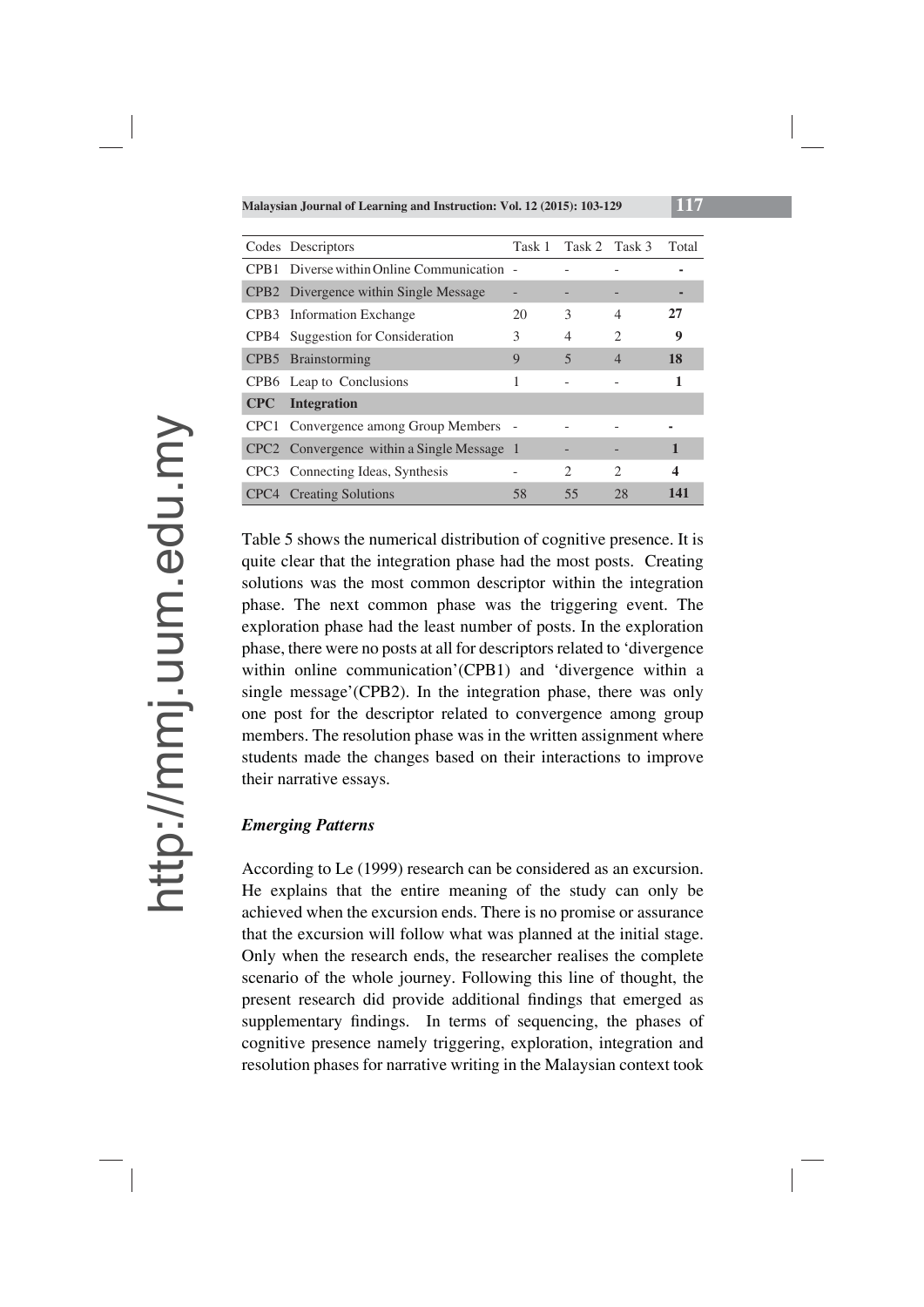| Codes | Descriptors | Task 1 | Task 2 | Task 3 | Total |
|---|---|---|---|---|---|
| CPB1 | Diverse within Online Communication | - | - | - | **-** |
| CPB2 | Divergence within Single Message | - | - | - | **-** |
| CPB3 | Information Exchange | 20 | 3 | 4 | **27** |
| CPB4 | Suggestion for Consideration | 3 | 4 | 2 | **9** |
| CPB5 | Brainstorming | 9 | 5 | 4 | **18** |
| CPB6 | Leap to Conclusions | 1 | - | - | **1** |
| **CPC** | **Integration** | | | | |
| CPC1 | Convergence among Group Members | - | - | - | **-** |
| CPC2 | Convergence within a Single Message | 1 | - | - | **1** |
| CPC3 | Connecting Ideas, Synthesis | - | 2 | 2 | **4** |
| CPC4 | Creating Solutions | 58 | 55 | 28 | **141** |

Table 5 shows the numerical distribution of cognitive presence. It is quite clear that the integration phase had the most posts. Creating solutions was the most common descriptor within the integration phase. The next common phase was the triggering event. The exploration phase had the least number of posts. In the exploration phase, there were no posts at all for descriptors related to 'divergence within online communication'(CPB1) and 'divergence within a single message'(CPB2). In the integration phase, there was only one post for the descriptor related to convergence among group members. The resolution phase was in the written assignment where students made the changes based on their interactions to improve their narrative essays.

### *Emerging Patterns*

According to Le (1999) research can be considered as an excursion. He explains that the entire meaning of the study can only be achieved when the excursion ends. There is no promise or assurance that the excursion will follow what was planned at the initial stage. Only when the research ends, the researcher realises the complete scenario of the whole journey. Following this line of thought, the present research did provide additional findings that emerged as supplementary findings. In terms of sequencing, the phases of cognitive presence namely triggering, exploration, integration and resolution phases for narrative writing in the Malaysian context took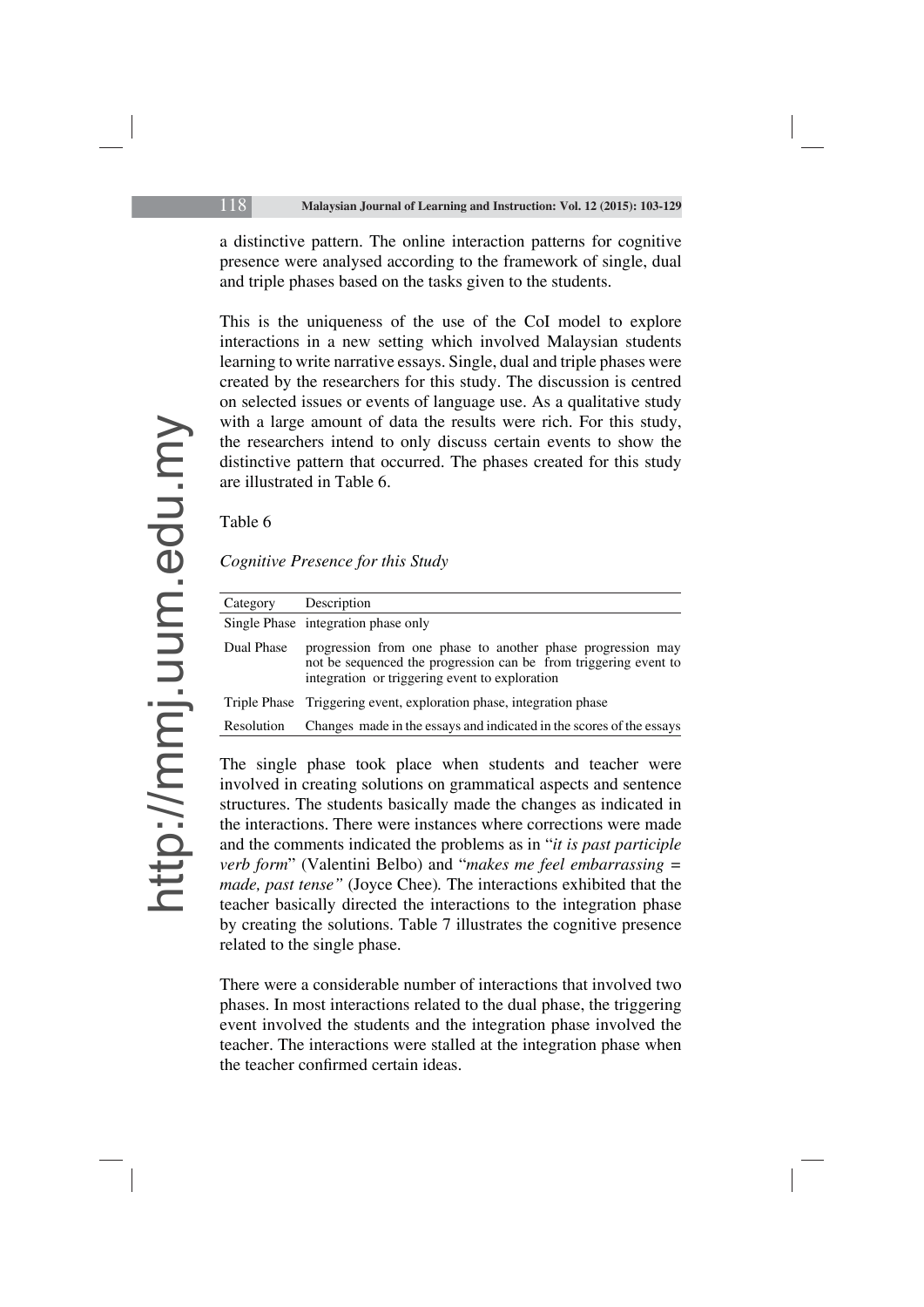a distinctive pattern. The online interaction patterns for cognitive presence were analysed according to the framework of single, dual and triple phases based on the tasks given to the students.

This is the uniqueness of the use of the CoI model to explore interactions in a new setting which involved Malaysian students learning to write narrative essays. Single, dual and triple phases were created by the researchers for this study. The discussion is centred on selected issues or events of language use. As a qualitative study with a large amount of data the results were rich. For this study, the researchers intend to only discuss certain events to show the distinctive pattern that occurred. The phases created for this study are illustrated in Table 6.

Table 6

*Cognitive Presence for this Study*

| Category | Description |
|---|---|
| Single Phase | integration phase only |
| Dual Phase | progression from one phase to another phase progression may not be sequenced the progression can be from triggering event to integration or triggering event to exploration |
| Triple Phase | Triggering event, exploration phase, integration phase |
| Resolution | Changes made in the essays and indicated in the scores of the essays |

The single phase took place when students and teacher were involved in creating solutions on grammatical aspects and sentence structures. The students basically made the changes as indicated in the interactions. There were instances where corrections were made and the comments indicated the problems as in "*it is past participle verb form*" (Valentini Belbo) and "*makes me feel embarrassing = made, past tense"* (Joyce Chee). The interactions exhibited that the teacher basically directed the interactions to the integration phase by creating the solutions. Table 7 illustrates the cognitive presence related to the single phase.

There were a considerable number of interactions that involved two phases. In most interactions related to the dual phase, the triggering event involved the students and the integration phase involved the teacher. The interactions were stalled at the integration phase when the teacher confirmed certain ideas.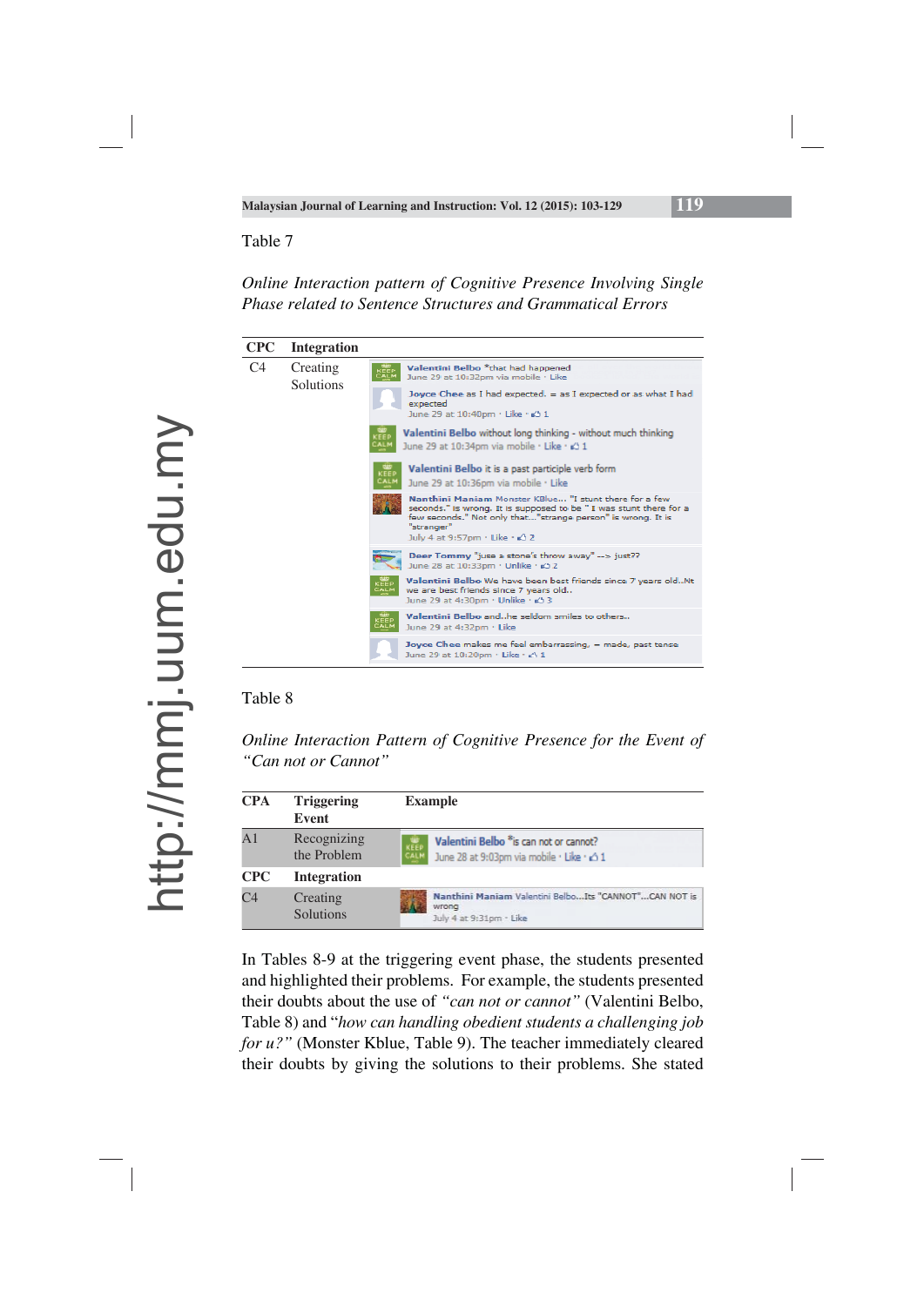Table 7

*Online Interaction pattern of Cognitive Presence Involving Single Phase related to Sentence Structures and Grammatical Errors*

| CPC | Integration | |
|---|---|---|
| C4 | Creating Solutions | Valentini Bellbo *that had happened<br>June 29 at 10:32pm via mobile · Like<br><br>Joyce Chee as I had expected. = as I expected or as what I had expected<br>June 29 at 10:40pm · Like · 1<br><br>Valentini Bellbo without long thinking - without much thinking<br>June 29 at 10:34pm via mobile · Like · 1<br><br>Valentini Bellbo it is a past participle verb form<br>June 29 at 10:36pm via mobile · Like<br><br>Nanthini Maniam Monster KBlue... "I stunt there for a few seconds." is wrong. It is supposed to be " I was stunt there for a few seconds." Not only that..."strange person" is wrong. It is "stranger"<br>July 4 at 9:57pm · Like · 2<br><br>Dear Tommy "just a stone's throw away" --> just??<br>June 28 at 10:33pm · Unlike · 2<br><br>Valentini Bellbo We have been best friends since 7 years old..Nt we are best friends since 7 years old..<br>June 29 at 4:30pm · Unlike · 3<br><br>Valentini Bellbo and..he seldom smiles to others..<br>June 29 at 4:32pm · Like<br><br>Joyce Chee makes me feel embarrassing, = made, past tense<br>June 29 at 10:20pm · Like · 1 |

Table 8

*Online Interaction Pattern of Cognitive Presence for the Event of "Can not or Cannot"*

| CPA | Triggering Event | Example |
|---|---|---|
| A1 | Recognizing the Problem | Valentini Bellbo *is can not or cannot?<br>June 28 at 9:03pm via mobile · Like · 1 |
| **CPC** | **Integration** | |
| C4 | Creating Solutions | Nanthini Maniam Valentini Bellbo...Its "CANNOT"...CAN NOT is wrong<br>July 4 at 9:31pm · Like |

In Tables 8-9 at the triggering event phase, the students presented and highlighted their problems. For example, the students presented their doubts about the use of *"can not or cannot"* (Valentini Belbo, Table 8) and "*how can handling obedient students a challenging job for u?"* (Monster Kblue, Table 9). The teacher immediately cleared their doubts by giving the solutions to their problems. She stated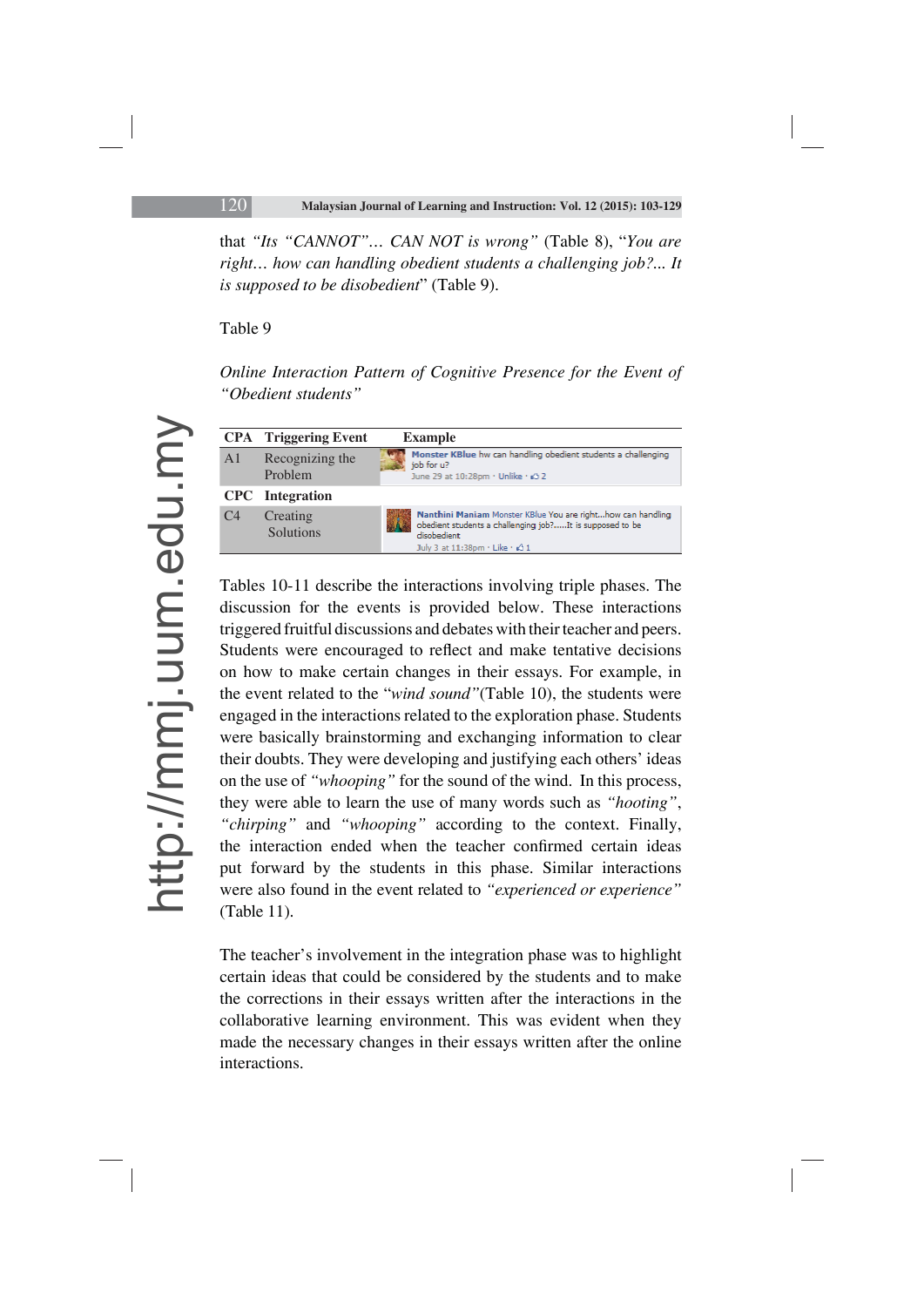that *"Its "CANNOT"… CAN NOT is wrong"* (Table 8), "*You are right… how can handling obedient students a challenging job?... It is supposed to be disobedient*" (Table 9).

Table 9

*Online Interaction Pattern of Cognitive Presence for the Event of "Obedient students"*

| CPA | Triggering Event | Example |
|---|---|---|
| A1 | Recognizing the Problem | Monster KBlue hw can handling obedient students a challenging job for u? June 29 at 10:28pm · Unlike · 2 |
| **CPC** | **Integration** | |
| C4 | Creating Solutions | Nanthini Maniam Monster KBlue You are right...how can handling obedient students a challenging job?......It is supposed to be disobedient July 3 at 11:38pm · Like · 1 |

Tables 10-11 describe the interactions involving triple phases. The discussion for the events is provided below. These interactions triggered fruitful discussions and debates with their teacher and peers. Students were encouraged to reflect and make tentative decisions on how to make certain changes in their essays. For example, in the event related to the "*wind sound"*(Table 10), the students were engaged in the interactions related to the exploration phase. Students were basically brainstorming and exchanging information to clear their doubts. They were developing and justifying each others' ideas on the use of *"whooping"* for the sound of the wind. In this process, they were able to learn the use of many words such as *"hooting"*, *"chirping"* and *"whooping"* according to the context. Finally, the interaction ended when the teacher confirmed certain ideas put forward by the students in this phase. Similar interactions were also found in the event related to *"experienced or experience"* (Table 11).

The teacher's involvement in the integration phase was to highlight certain ideas that could be considered by the students and to make the corrections in their essays written after the interactions in the collaborative learning environment. This was evident when they made the necessary changes in their essays written after the online interactions.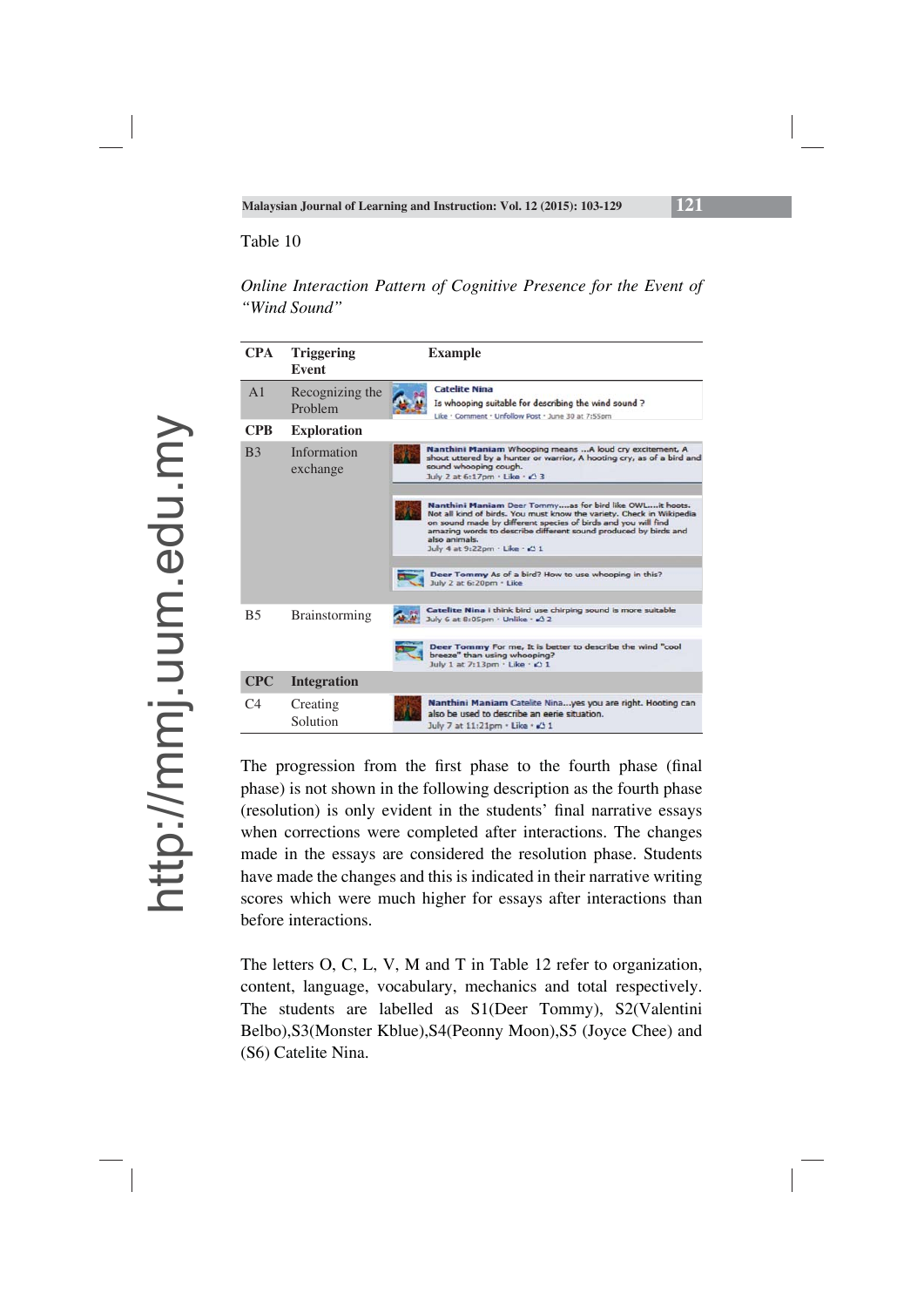Table 10

*Online Interaction Pattern of Cognitive Presence for the Event of "Wind Sound"*

| CPA | Triggering Event | Example |
|---|---|---|
| A1 | Recognizing the Problem | Catelite Nina Is whooping suitable for describing the wind sound ? Like · Comment · Unfollow Post · June 30 at 7:55pm |
| **CPB** | **Exploration** | |
| B3 | Information exchange | Nanthini Maniam Whooping means ...A loud cry excitement. A shout uttered by a hunter or warrior, A hooting cry, as of a bird and sound whooping cough. July 2 at 6:17pm · Like · 3 |
| | | Nanthini Maniam Deer Tommy....as for bird like OWL....it hoots. Not all kind of birds. You must know the variety. Check in Wikipedia on sound made by different species of birds and you will find amazing words to describe different sound produced by birds and also animals. July 4 at 9:22pm · Like · 1 |
| | | Deer Tommy As of a bird? How to use whooping in this? July 2 at 6:20pm · Like |
| B5 | Brainstorming | Catelite Nina i think bird use chirping sound is more suitable July 6 at 8:05pm · Unlike · 2 |
| | | Deer Tommy For me, It is better to describe the wind "cool breeze" than using whooping? July 1 at 7:13pm · Like · 1 |
| **CPC** | **Integration** | |
| C4 | Creating Solution | Nanthini Maniam Catelite Nina...yes you are right. Hooting can also be used to describe an eerie situation. July 7 at 11:21pm · Like · 1 |

The progression from the first phase to the fourth phase (final phase) is not shown in the following description as the fourth phase (resolution) is only evident in the students' final narrative essays when corrections were completed after interactions. The changes made in the essays are considered the resolution phase. Students have made the changes and this is indicated in their narrative writing scores which were much higher for essays after interactions than before interactions.

The letters O, C, L, V, M and T in Table 12 refer to organization, content, language, vocabulary, mechanics and total respectively. The students are labelled as S1(Deer Tommy), S2(Valentini Belbo),S3(Monster Kblue),S4(Peonny Moon),S5 (Joyce Chee) and (S6) Catelite Nina.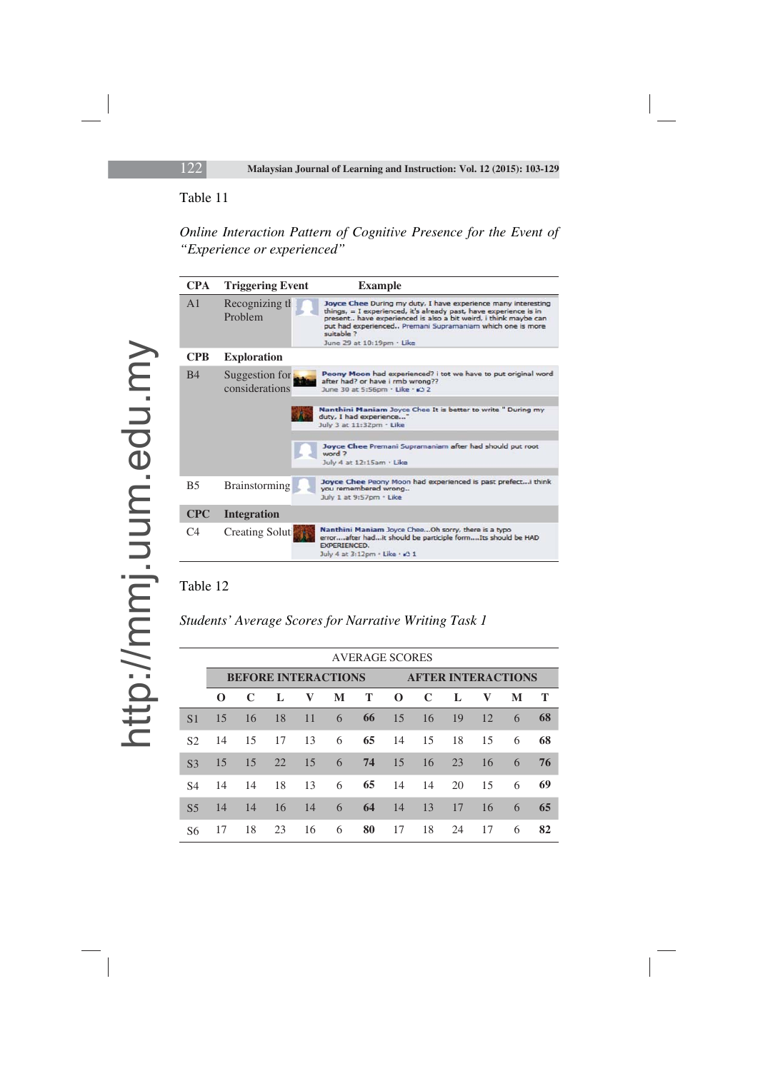Table 11

*Online Interaction Pattern of Cognitive Presence for the Event of "Experience or experienced"*

| CPA | Triggering Event | Example |
|---|---|---|
| A1 | Recognizing the Problem | Joyce Chee During my duty, I have experience many interesting things, = I experienced, it's already past, have experience is in present.. have experienced is also a bit weird, i think maybe can put had experienced.. Premani Supramaniam which one is more suitable ? June 29 at 10:19pm · Like |
| **CPB** | **Exploration** | |
| B4 | Suggestion for considerations | Peony Moon had experienced? i tot we have to put original word after had? or have i rmb wrong?? June 30 at 5:56pm · Like · 2 |
| | | Nanthini Maniam Joyce Chee It is better to write " During my duty, I had experience..." July 3 at 11:32pm · Like |
| | | Joyce Chee Premani Supramaniam after had should put root word ? July 4 at 12:15am · Like |
| B5 | Brainstorming | Joyce Chee Peony Moon had experienced is past prefect...i think you remembered wrong.. July 1 at 9:57pm · Like |
| **CPC** | **Integration** | |
| C4 | Creating Solutions | Nanthini Maniam Joyce Chee...Oh sorry, there is a typo error....after had...it should be participle form....Its should be HAD EXPERIENCED. July 4 at 3:12pm · Like · 1 |

Table 12

*Students' Average Scores for Narrative Writing Task 1*

| | AVERAGE SCORES | | | | | | | | | | | |
|---|---|---|---|---|---|---|---|---|---|---|---|---|
| | BEFORE INTERACTIONS | | | | | | AFTER INTERACTIONS | | | | | |
| | O | C | L | V | M | T | O | C | L | V | M | T |
| S1 | 15 | 16 | 18 | 11 | 6 | **66** | 15 | 16 | 19 | 12 | 6 | **68** |
| S2 | 14 | 15 | 17 | 13 | 6 | **65** | 14 | 15 | 18 | 15 | 6 | **68** |
| S3 | 15 | 15 | 22 | 15 | 6 | **74** | 15 | 16 | 23 | 16 | 6 | **76** |
| S4 | 14 | 14 | 18 | 13 | 6 | **65** | 14 | 14 | 20 | 15 | 6 | **69** |
| S5 | 14 | 14 | 16 | 14 | 6 | **64** | 14 | 13 | 17 | 16 | 6 | **65** |
| S6 | 17 | 18 | 23 | 16 | 6 | **80** | 17 | 18 | 24 | 17 | 6 | **82** |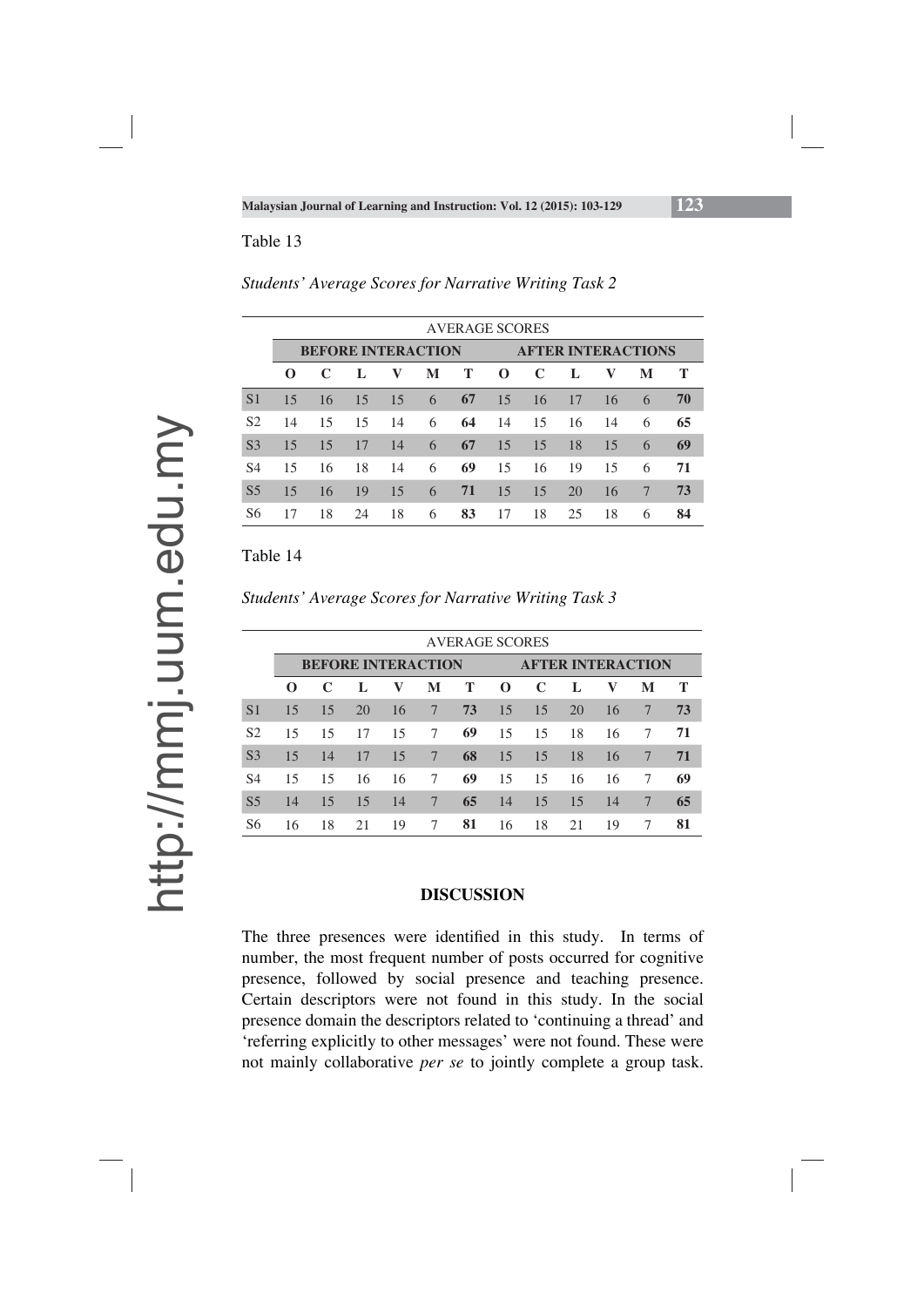Table 13

*Students' Average Scores for Narrative Writing Task 2*

| | AVERAGE SCORES | | | | | | | | | | | |
|---|---|---|---|---|---|---|---|---|---|---|---|---|
| | **BEFORE INTERACTION** | | | | | | **AFTER INTERACTIONS** | | | | | |
| | **O** | **C** | **L** | **V** | **M** | **T** | **O** | **C** | **L** | **V** | **M** | **T** |
| S1 | 15 | 16 | 15 | 15 | 6 | **67** | 15 | 16 | 17 | 16 | 6 | **70** |
| S2 | 14 | 15 | 15 | 14 | 6 | **64** | 14 | 15 | 16 | 14 | 6 | **65** |
| S3 | 15 | 15 | 17 | 14 | 6 | **67** | 15 | 15 | 18 | 15 | 6 | **69** |
| S4 | 15 | 16 | 18 | 14 | 6 | **69** | 15 | 16 | 19 | 15 | 6 | **71** |
| S5 | 15 | 16 | 19 | 15 | 6 | **71** | 15 | 15 | 20 | 16 | 7 | **73** |
| S6 | 17 | 18 | 24 | 18 | 6 | **83** | 17 | 18 | 25 | 18 | 6 | **84** |

Table 14

*Students' Average Scores for Narrative Writing Task 3*

| | AVERAGE SCORES | | | | | | | | | | | |
|---|---|---|---|---|---|---|---|---|---|---|---|---|
| | **BEFORE INTERACTION** | | | | | | **AFTER INTERACTION** | | | | | |
| | **O** | **C** | **L** | **V** | **M** | **T** | **O** | **C** | **L** | **V** | **M** | **T** |
| S1 | 15 | 15 | 20 | 16 | 7 | **73** | 15 | 15 | 20 | 16 | 7 | **73** |
| S2 | 15 | 15 | 17 | 15 | 7 | **69** | 15 | 15 | 18 | 16 | 7 | **71** |
| S3 | 15 | 14 | 17 | 15 | 7 | **68** | 15 | 15 | 18 | 16 | 7 | **71** |
| S4 | 15 | 15 | 16 | 16 | 7 | **69** | 15 | 15 | 16 | 16 | 7 | **69** |
| S5 | 14 | 15 | 15 | 14 | 7 | **65** | 14 | 15 | 15 | 14 | 7 | **65** |
| S6 | 16 | 18 | 21 | 19 | 7 | **81** | 16 | 18 | 21 | 19 | 7 | **81** |

## DISCUSSION

The three presences were identified in this study. In terms of number, the most frequent number of posts occurred for cognitive presence, followed by social presence and teaching presence. Certain descriptors were not found in this study. In the social presence domain the descriptors related to 'continuing a thread' and 'referring explicitly to other messages' were not found. These were not mainly collaborative *per se* to jointly complete a group task.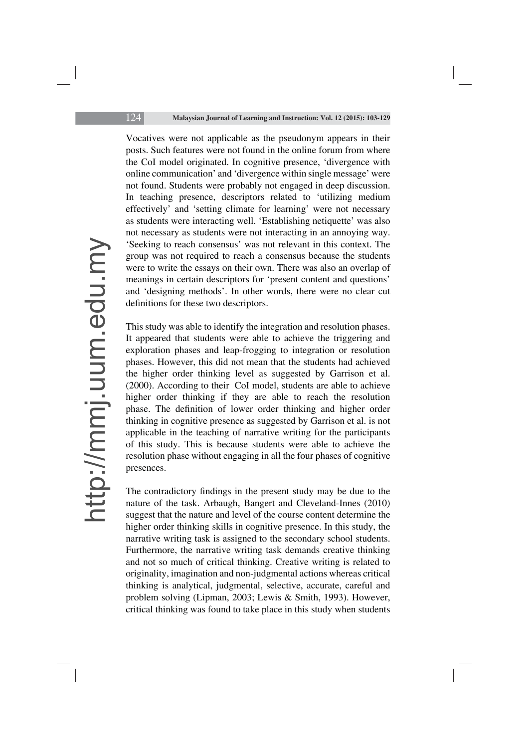Vocatives were not applicable as the pseudonym appears in their posts. Such features were not found in the online forum from where the CoI model originated. In cognitive presence, 'divergence with online communication' and 'divergence within single message' were not found. Students were probably not engaged in deep discussion. In teaching presence, descriptors related to 'utilizing medium effectively' and 'setting climate for learning' were not necessary as students were interacting well. 'Establishing netiquette' was also not necessary as students were not interacting in an annoying way. 'Seeking to reach consensus' was not relevant in this context. The group was not required to reach a consensus because the students were to write the essays on their own. There was also an overlap of meanings in certain descriptors for 'present content and questions' and 'designing methods'. In other words, there were no clear cut definitions for these two descriptors.

This study was able to identify the integration and resolution phases. It appeared that students were able to achieve the triggering and exploration phases and leap-frogging to integration or resolution phases. However, this did not mean that the students had achieved the higher order thinking level as suggested by Garrison et al. (2000). According to their CoI model, students are able to achieve higher order thinking if they are able to reach the resolution phase. The definition of lower order thinking and higher order thinking in cognitive presence as suggested by Garrison et al. is not applicable in the teaching of narrative writing for the participants of this study. This is because students were able to achieve the resolution phase without engaging in all the four phases of cognitive presences.

The contradictory findings in the present study may be due to the nature of the task. Arbaugh, Bangert and Cleveland-Innes (2010) suggest that the nature and level of the course content determine the higher order thinking skills in cognitive presence. In this study, the narrative writing task is assigned to the secondary school students. Furthermore, the narrative writing task demands creative thinking and not so much of critical thinking. Creative writing is related to originality, imagination and non-judgmental actions whereas critical thinking is analytical, judgmental, selective, accurate, careful and problem solving (Lipman, 2003; Lewis & Smith, 1993). However, critical thinking was found to take place in this study when students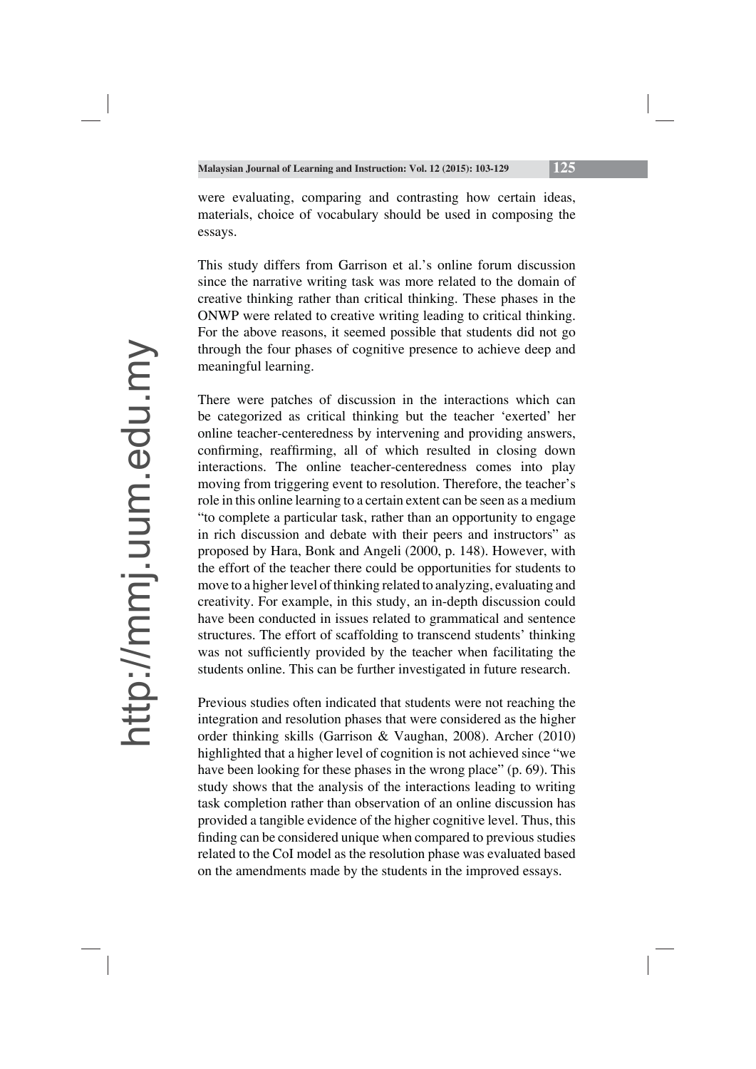were evaluating, comparing and contrasting how certain ideas, materials, choice of vocabulary should be used in composing the essays.

This study differs from Garrison et al.'s online forum discussion since the narrative writing task was more related to the domain of creative thinking rather than critical thinking. These phases in the ONWP were related to creative writing leading to critical thinking. For the above reasons, it seemed possible that students did not go through the four phases of cognitive presence to achieve deep and meaningful learning.

There were patches of discussion in the interactions which can be categorized as critical thinking but the teacher 'exerted' her online teacher-centeredness by intervening and providing answers, confirming, reaffirming, all of which resulted in closing down interactions. The online teacher-centeredness comes into play moving from triggering event to resolution. Therefore, the teacher's role in this online learning to a certain extent can be seen as a medium "to complete a particular task, rather than an opportunity to engage in rich discussion and debate with their peers and instructors" as proposed by Hara, Bonk and Angeli (2000, p. 148). However, with the effort of the teacher there could be opportunities for students to move to a higher level of thinking related to analyzing, evaluating and creativity. For example, in this study, an in-depth discussion could have been conducted in issues related to grammatical and sentence structures. The effort of scaffolding to transcend students' thinking was not sufficiently provided by the teacher when facilitating the students online. This can be further investigated in future research.

Previous studies often indicated that students were not reaching the integration and resolution phases that were considered as the higher order thinking skills (Garrison & Vaughan, 2008). Archer (2010) highlighted that a higher level of cognition is not achieved since "we have been looking for these phases in the wrong place" (p. 69). This study shows that the analysis of the interactions leading to writing task completion rather than observation of an online discussion has provided a tangible evidence of the higher cognitive level. Thus, this finding can be considered unique when compared to previous studies related to the CoI model as the resolution phase was evaluated based on the amendments made by the students in the improved essays.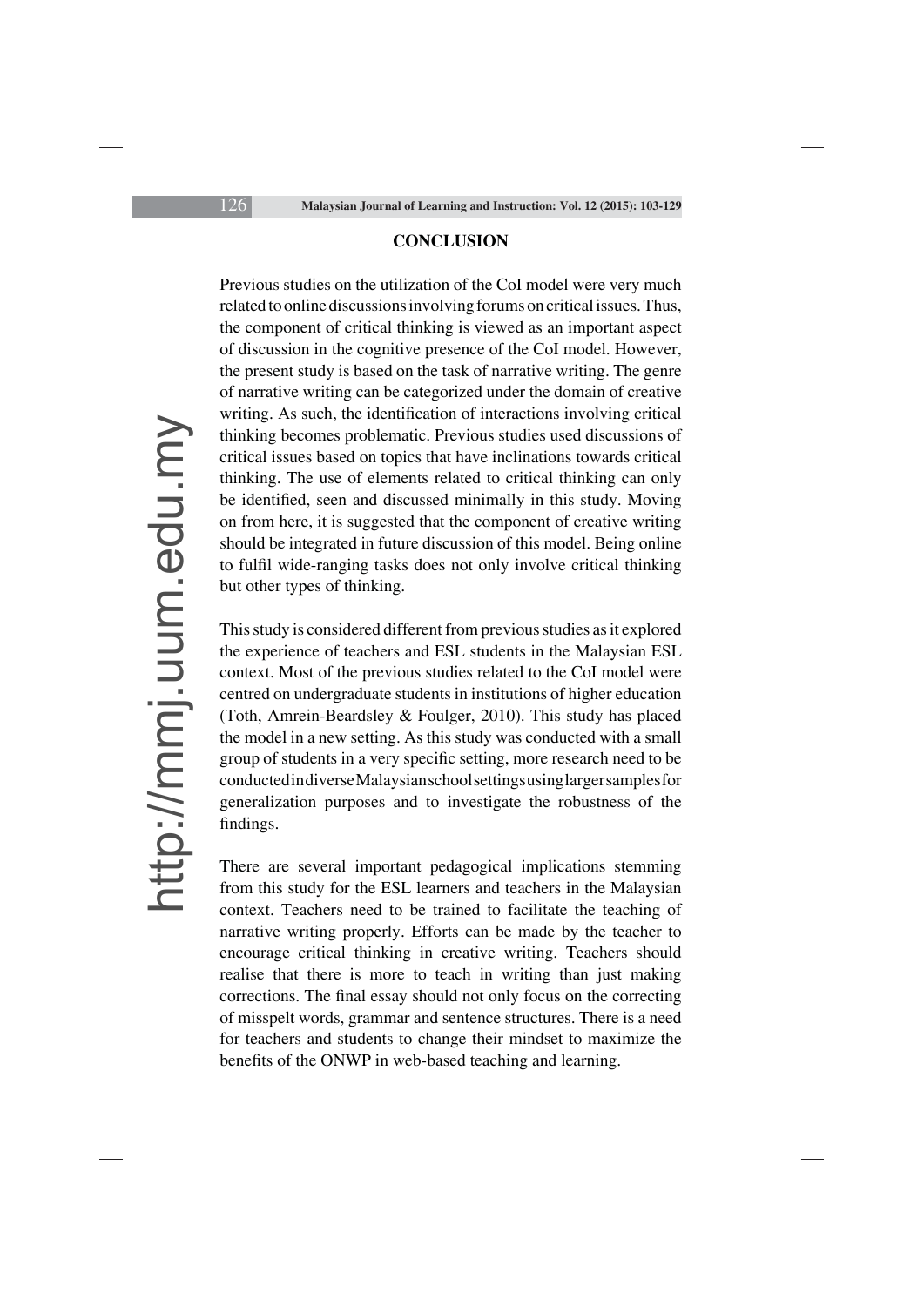## CONCLUSION

Previous studies on the utilization of the CoI model were very much related to online discussions involving forums on critical issues. Thus, the component of critical thinking is viewed as an important aspect of discussion in the cognitive presence of the CoI model. However, the present study is based on the task of narrative writing. The genre of narrative writing can be categorized under the domain of creative writing. As such, the identification of interactions involving critical thinking becomes problematic. Previous studies used discussions of critical issues based on topics that have inclinations towards critical thinking. The use of elements related to critical thinking can only be identified, seen and discussed minimally in this study. Moving on from here, it is suggested that the component of creative writing should be integrated in future discussion of this model. Being online to fulfil wide-ranging tasks does not only involve critical thinking but other types of thinking.

This study is considered different from previous studies as it explored the experience of teachers and ESL students in the Malaysian ESL context. Most of the previous studies related to the CoI model were centred on undergraduate students in institutions of higher education (Toth, Amrein-Beardsley & Foulger, 2010). This study has placed the model in a new setting. As this study was conducted with a small group of students in a very specific setting, more research need to be conducted in diverse Malaysian school settings using larger samples for generalization purposes and to investigate the robustness of the findings.

There are several important pedagogical implications stemming from this study for the ESL learners and teachers in the Malaysian context. Teachers need to be trained to facilitate the teaching of narrative writing properly. Efforts can be made by the teacher to encourage critical thinking in creative writing. Teachers should realise that there is more to teach in writing than just making corrections. The final essay should not only focus on the correcting of misspelt words, grammar and sentence structures. There is a need for teachers and students to change their mindset to maximize the benefits of the ONWP in web-based teaching and learning.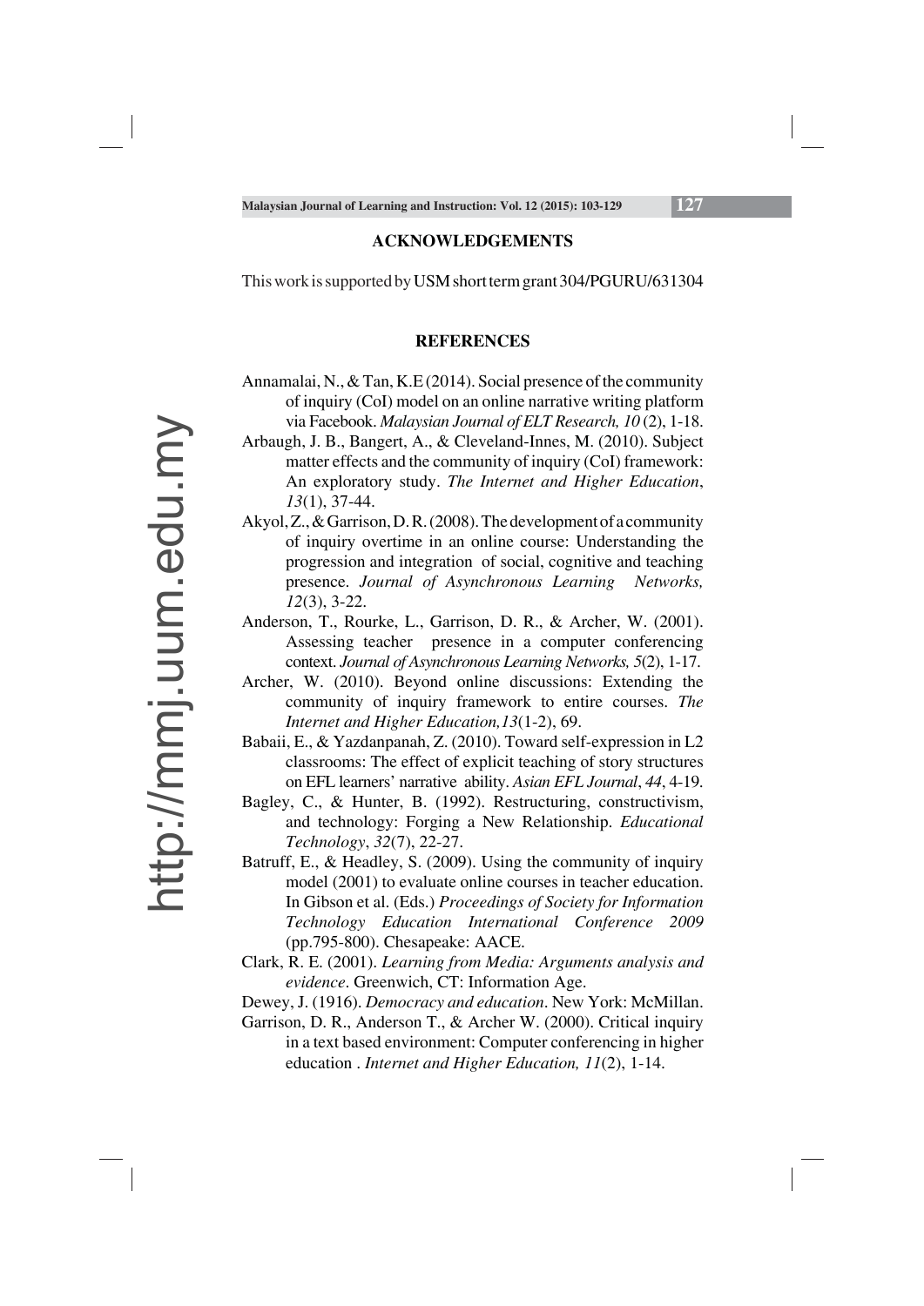## ACKNOWLEDGEMENTS

This work is supported by USM short term grant 304/PGURU/631304

## REFERENCES

Annamalai, N., & Tan, K.E (2014). Social presence of the community of inquiry (CoI) model on an online narrative writing platform via Facebook. *Malaysian Journal of ELT Research, 10* (2), 1-18.

Arbaugh, J. B., Bangert, A., & Cleveland-Innes, M. (2010). Subject matter effects and the community of inquiry (CoI) framework: An exploratory study. *The Internet and Higher Education*, *13*(1), 37-44.

Akyol, Z., & Garrison, D. R. (2008). The development of a community of inquiry overtime in an online course: Understanding the progression and integration of social, cognitive and teaching presence. *Journal of Asynchronous Learning Networks, 12*(3), 3-22.

Anderson, T., Rourke, L., Garrison, D. R., & Archer, W. (2001). Assessing teacher presence in a computer conferencing context. *Journal of Asynchronous Learning Networks, 5*(2), 1-17.

Archer, W. (2010). Beyond online discussions: Extending the community of inquiry framework to entire courses. *The Internet and Higher Education,13*(1-2), 69.

Babaii, E., & Yazdanpanah, Z. (2010). Toward self-expression in L2 classrooms: The effect of explicit teaching of story structures on EFL learners' narrative ability. *Asian EFL Journal*, *44*, 4-19.

Bagley, C., & Hunter, B. (1992). Restructuring, constructivism, and technology: Forging a New Relationship. *Educational Technology*, *32*(7), 22-27.

Batruff, E., & Headley, S. (2009). Using the community of inquiry model (2001) to evaluate online courses in teacher education. In Gibson et al. (Eds.) *Proceedings of Society for Information Technology Education International Conference 2009* (pp.795-800). Chesapeake: AACE.

Clark, R. E. (2001). *Learning from Media: Arguments analysis and evidence*. Greenwich, CT: Information Age.

Dewey, J. (1916). *Democracy and education*. New York: McMillan.

Garrison, D. R., Anderson T., & Archer W. (2000). Critical inquiry in a text based environment: Computer conferencing in higher education . *Internet and Higher Education, 11*(2), 1-14.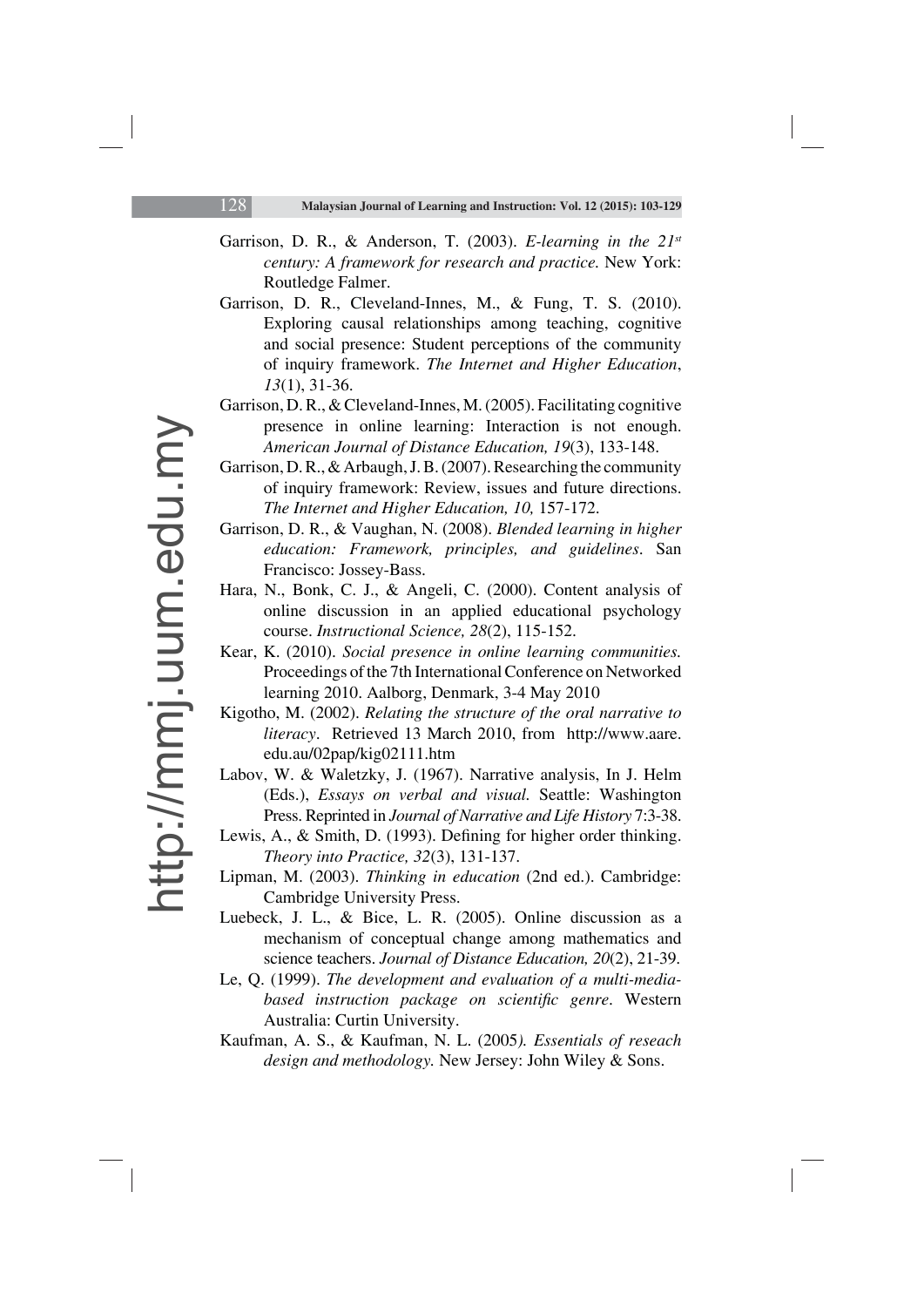Garrison, D. R., & Anderson, T. (2003). *E-learning in the 21st century: A framework for research and practice.* New York: Routledge Falmer.

Garrison, D. R., Cleveland-Innes, M., & Fung, T. S. (2010). Exploring causal relationships among teaching, cognitive and social presence: Student perceptions of the community of inquiry framework. *The Internet and Higher Education*, *13*(1), 31-36.

Garrison, D. R., & Cleveland-Innes, M. (2005). Facilitating cognitive presence in online learning: Interaction is not enough. *American Journal of Distance Education, 19*(3), 133-148.

Garrison, D. R., & Arbaugh, J. B. (2007). Researching the community of inquiry framework: Review, issues and future directions. *The Internet and Higher Education, 10,* 157-172.

Garrison, D. R., & Vaughan, N. (2008). *Blended learning in higher education: Framework, principles, and guidelines*. San Francisco: Jossey-Bass.

Hara, N., Bonk, C. J., & Angeli, C. (2000). Content analysis of online discussion in an applied educational psychology course. *Instructional Science, 28*(2), 115-152.

Kear, K. (2010). *Social presence in online learning communities.* Proceedings of the 7th International Conference on Networked learning 2010. Aalborg, Denmark, 3-4 May 2010

Kigotho, M. (2002). *Relating the structure of the oral narrative to literacy*. Retrieved 13 March 2010, from http://www.aare.edu.au/02pap/kig02111.htm

Labov, W. & Waletzky, J. (1967). Narrative analysis, In J. Helm (Eds.), *Essays on verbal and visual.* Seattle: Washington Press. Reprinted in *Journal of Narrative and Life History* 7:3-38.

Lewis, A., & Smith, D. (1993). Defining for higher order thinking. *Theory into Practice, 32*(3), 131-137.

Lipman, M. (2003). *Thinking in education* (2nd ed.). Cambridge: Cambridge University Press.

Luebeck, J. L., & Bice, L. R. (2005). Online discussion as a mechanism of conceptual change among mathematics and science teachers. *Journal of Distance Education, 20*(2), 21-39.

Le, Q. (1999). *The development and evaluation of a multi-media-based instruction package on scientific genre*. Western Australia: Curtin University.

Kaufman, A. S., & Kaufman, N. L. (2005*). Essentials of reseach design and methodology.* New Jersey: John Wiley & Sons.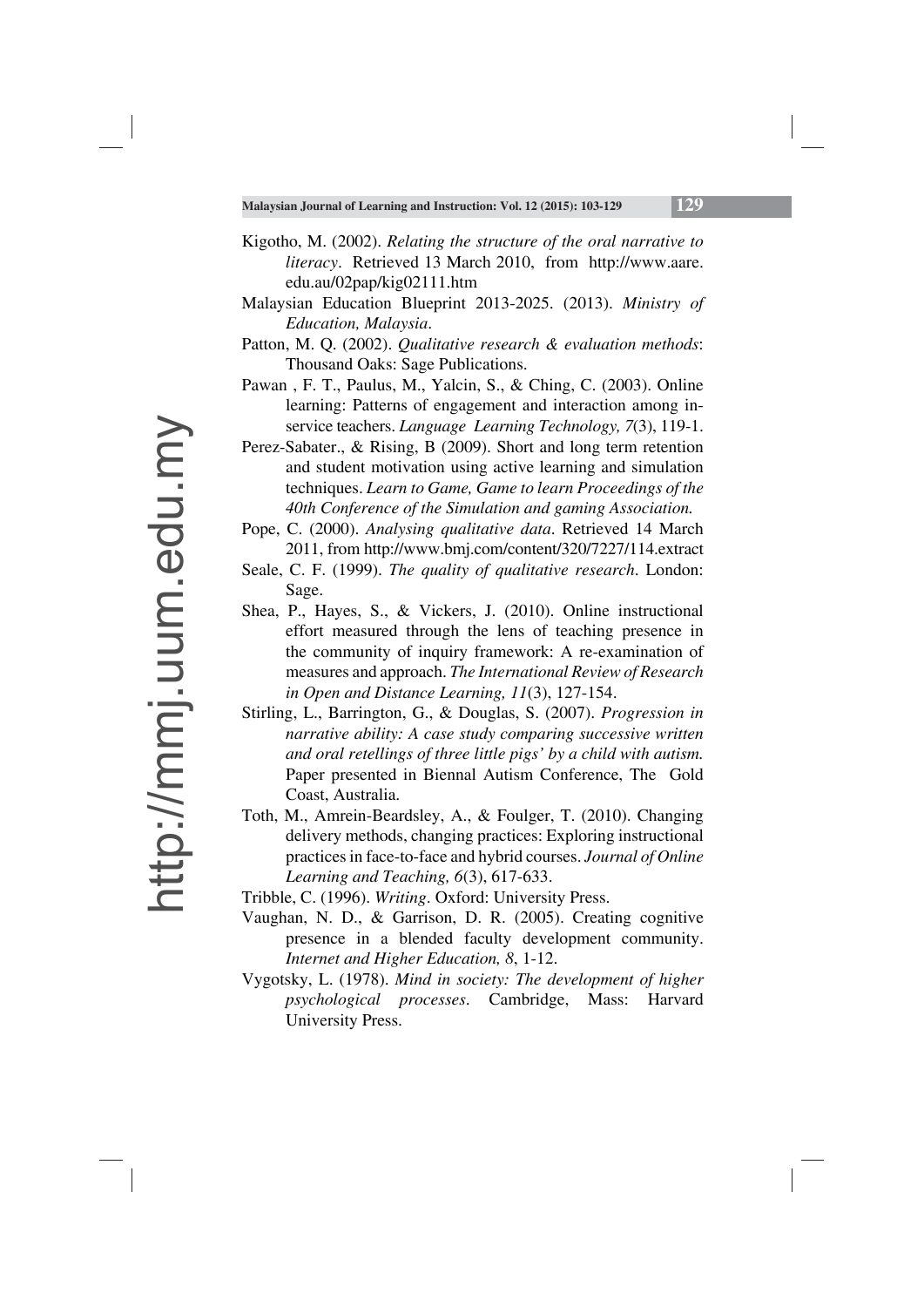Kigotho, M. (2002). *Relating the structure of the oral narrative to literacy*. Retrieved 13 March 2010, from http://www.aare.edu.au/02pap/kig02111.htm

Malaysian Education Blueprint 2013-2025. (2013). *Ministry of Education, Malaysia*.

Patton, M. Q. (2002). *Qualitative research & evaluation methods*: Thousand Oaks: Sage Publications.

Pawan , F. T., Paulus, M., Yalcin, S., & Ching, C. (2003). Online learning: Patterns of engagement and interaction among in-service teachers. *Language Learning Technology, 7*(3), 119-1.

Perez-Sabater., & Rising, B (2009). Short and long term retention and student motivation using active learning and simulation techniques. *Learn to Game, Game to learn Proceedings of the 40th Conference of the Simulation and gaming Association.*

Pope, C. (2000). *Analysing qualitative data*. Retrieved 14 March 2011, from http://www.bmj.com/content/320/7227/114.extract

Seale, C. F. (1999). *The quality of qualitative research*. London: Sage.

Shea, P., Hayes, S., & Vickers, J. (2010). Online instructional effort measured through the lens of teaching presence in the community of inquiry framework: A re-examination of measures and approach. *The International Review of Research in Open and Distance Learning, 11*(3), 127-154.

Stirling, L., Barrington, G., & Douglas, S. (2007). *Progression in narrative ability: A case study comparing successive written and oral retellings of three little pigs' by a child with autism.* Paper presented in Biennal Autism Conference, The Gold Coast, Australia.

Toth, M., Amrein-Beardsley, A., & Foulger, T. (2010). Changing delivery methods, changing practices: Exploring instructional practices in face-to-face and hybrid courses. *Journal of Online Learning and Teaching, 6*(3), 617-633.

Tribble, C. (1996). *Writing*. Oxford: University Press.

Vaughan, N. D., & Garrison, D. R. (2005). Creating cognitive presence in a blended faculty development community. *Internet and Higher Education, 8*, 1-12.

Vygotsky, L. (1978). *Mind in society: The development of higher psychological processes*. Cambridge, Mass: Harvard University Press.